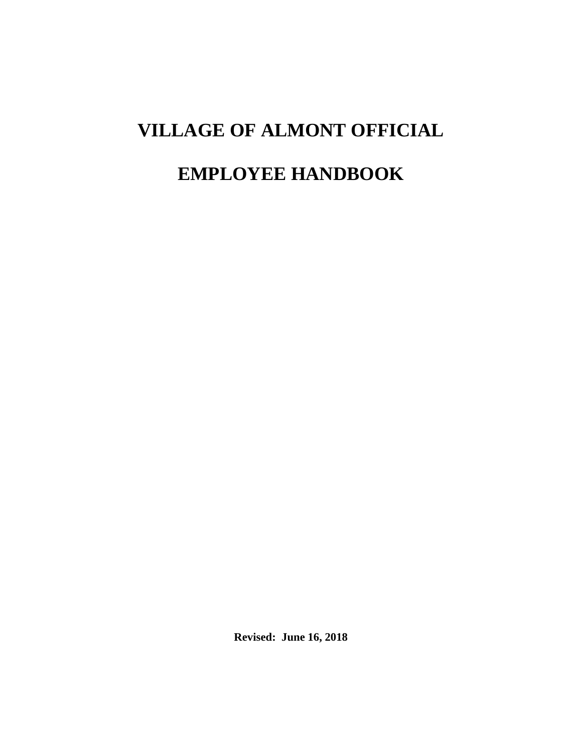# VILLAGE OF ALMONT OFFICIAL

# EMPLOYEE HANDBOOK

**Revised: June 16, 2018**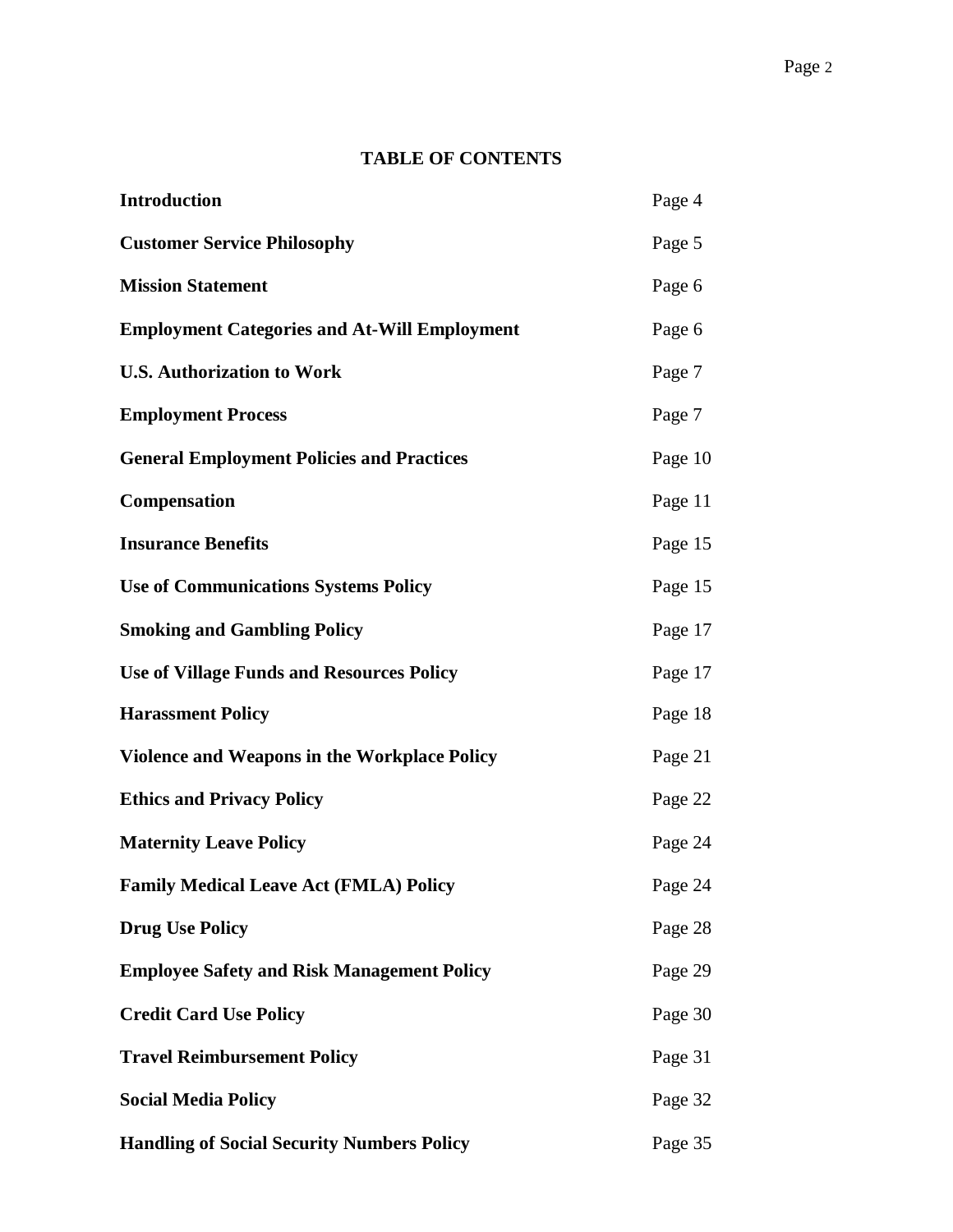## TABLE OF CONTENTS

| | |
|---|---|
| **Introduction** | Page 4 |
| **Customer Service Philosophy** | Page 5 |
| **Mission Statement** | Page 6 |
| **Employment Categories and At-Will Employment** | Page 6 |
| **U.S. Authorization to Work** | Page 7 |
| **Employment Process** | Page 7 |
| **General Employment Policies and Practices** | Page 10 |
| **Compensation** | Page 11 |
| **Insurance Benefits** | Page 15 |
| **Use of Communications Systems Policy** | Page 15 |
| **Smoking and Gambling Policy** | Page 17 |
| **Use of Village Funds and Resources Policy** | Page 17 |
| **Harassment Policy** | Page 18 |
| **Violence and Weapons in the Workplace Policy** | Page 21 |
| **Ethics and Privacy Policy** | Page 22 |
| **Maternity Leave Policy** | Page 24 |
| **Family Medical Leave Act (FMLA) Policy** | Page 24 |
| **Drug Use Policy** | Page 28 |
| **Employee Safety and Risk Management Policy** | Page 29 |
| **Credit Card Use Policy** | Page 30 |
| **Travel Reimbursement Policy** | Page 31 |
| **Social Media Policy** | Page 32 |
| **Handling of Social Security Numbers Policy** | Page 35 |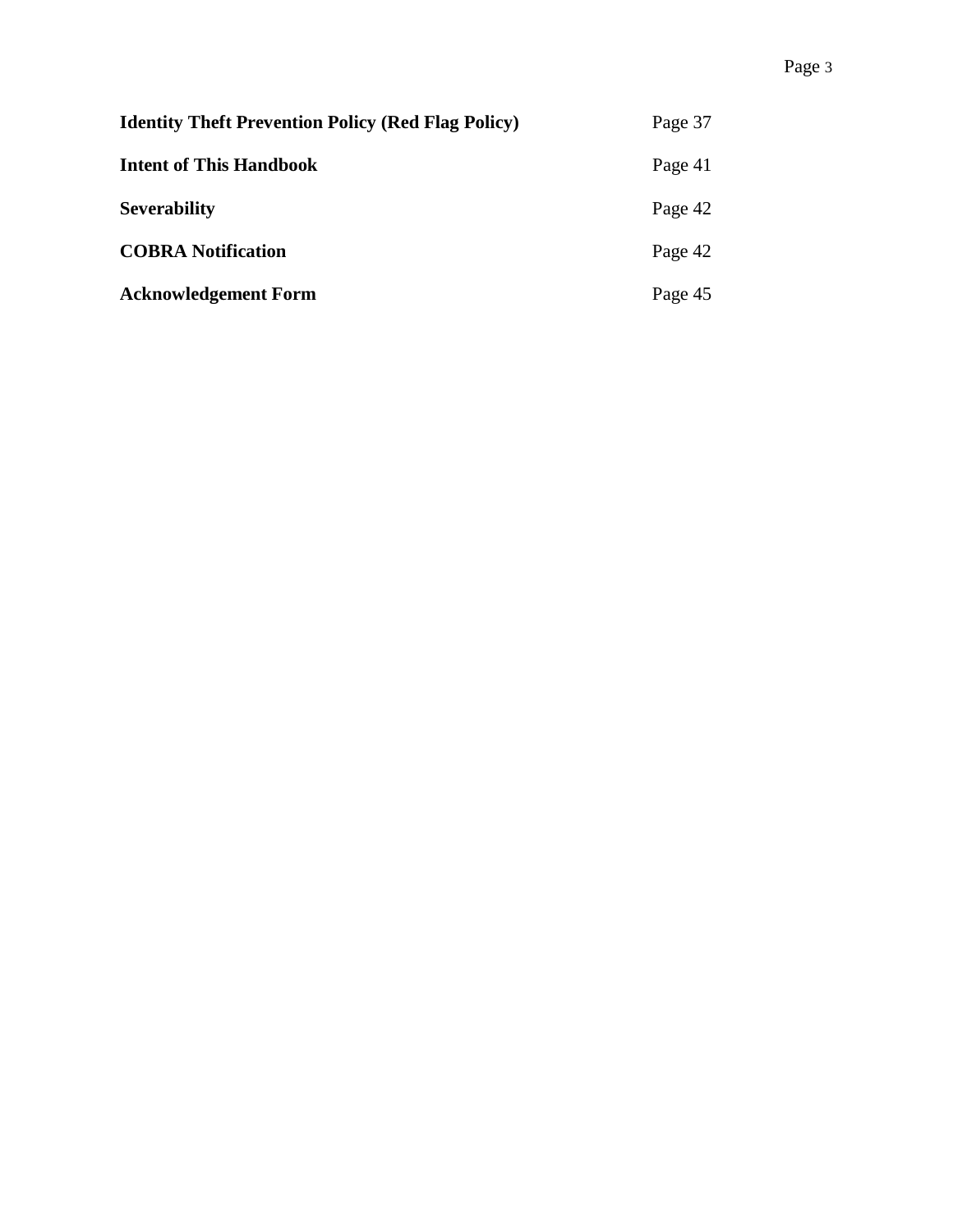| | |
|---|---|
| **Identity Theft Prevention Policy (Red Flag Policy)** | Page 37 |
| **Intent of This Handbook** | Page 41 |
| **Severability** | Page 42 |
| **COBRA Notification** | Page 42 |
| **Acknowledgement Form** | Page 45 |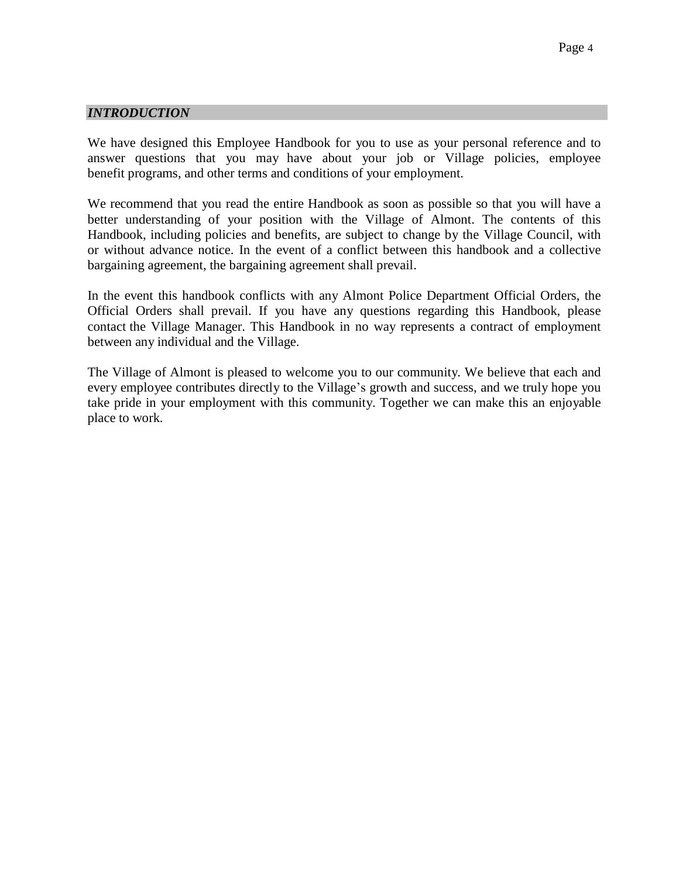## *INTRODUCTION*

We have designed this Employee Handbook for you to use as your personal reference and to answer questions that you may have about your job or Village policies, employee benefit programs, and other terms and conditions of your employment.

We recommend that you read the entire Handbook as soon as possible so that you will have a better understanding of your position with the Village of Almont. The contents of this Handbook, including policies and benefits, are subject to change by the Village Council, with or without advance notice. In the event of a conflict between this handbook and a collective bargaining agreement, the bargaining agreement shall prevail.

In the event this handbook conflicts with any Almont Police Department Official Orders, the Official Orders shall prevail. If you have any questions regarding this Handbook, please contact the Village Manager. This Handbook in no way represents a contract of employment between any individual and the Village.

The Village of Almont is pleased to welcome you to our community. We believe that each and every employee contributes directly to the Village's growth and success, and we truly hope you take pride in your employment with this community. Together we can make this an enjoyable place to work.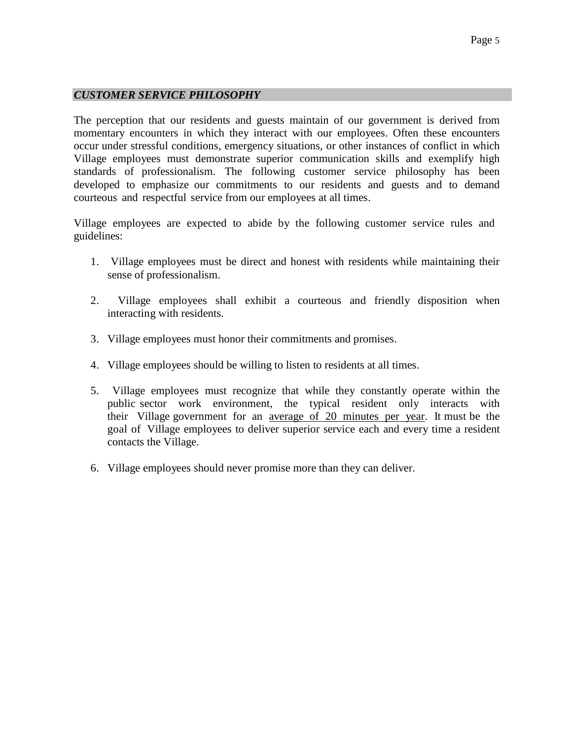## ***CUSTOMER SERVICE PHILOSOPHY***

The perception that our residents and guests maintain of our government is derived from momentary encounters in which they interact with our employees. Often these encounters occur under stressful conditions, emergency situations, or other instances of conflict in which Village employees must demonstrate superior communication skills and exemplify high standards of professionalism. The following customer service philosophy has been developed to emphasize our commitments to our residents and guests and to demand courteous and respectful service from our employees at all times.

Village employees are expected to abide by the following customer service rules and guidelines:

1. Village employees must be direct and honest with residents while maintaining their sense of professionalism.

2. Village employees shall exhibit a courteous and friendly disposition when interacting with residents.

3. Village employees must honor their commitments and promises.

4. Village employees should be willing to listen to residents at all times.

5. Village employees must recognize that while they constantly operate within the public sector work environment, the typical resident only interacts with their Village government for an <u>average of 20 minutes per year</u>. It must be the goal of Village employees to deliver superior service each and every time a resident contacts the Village.

6. Village employees should never promise more than they can deliver.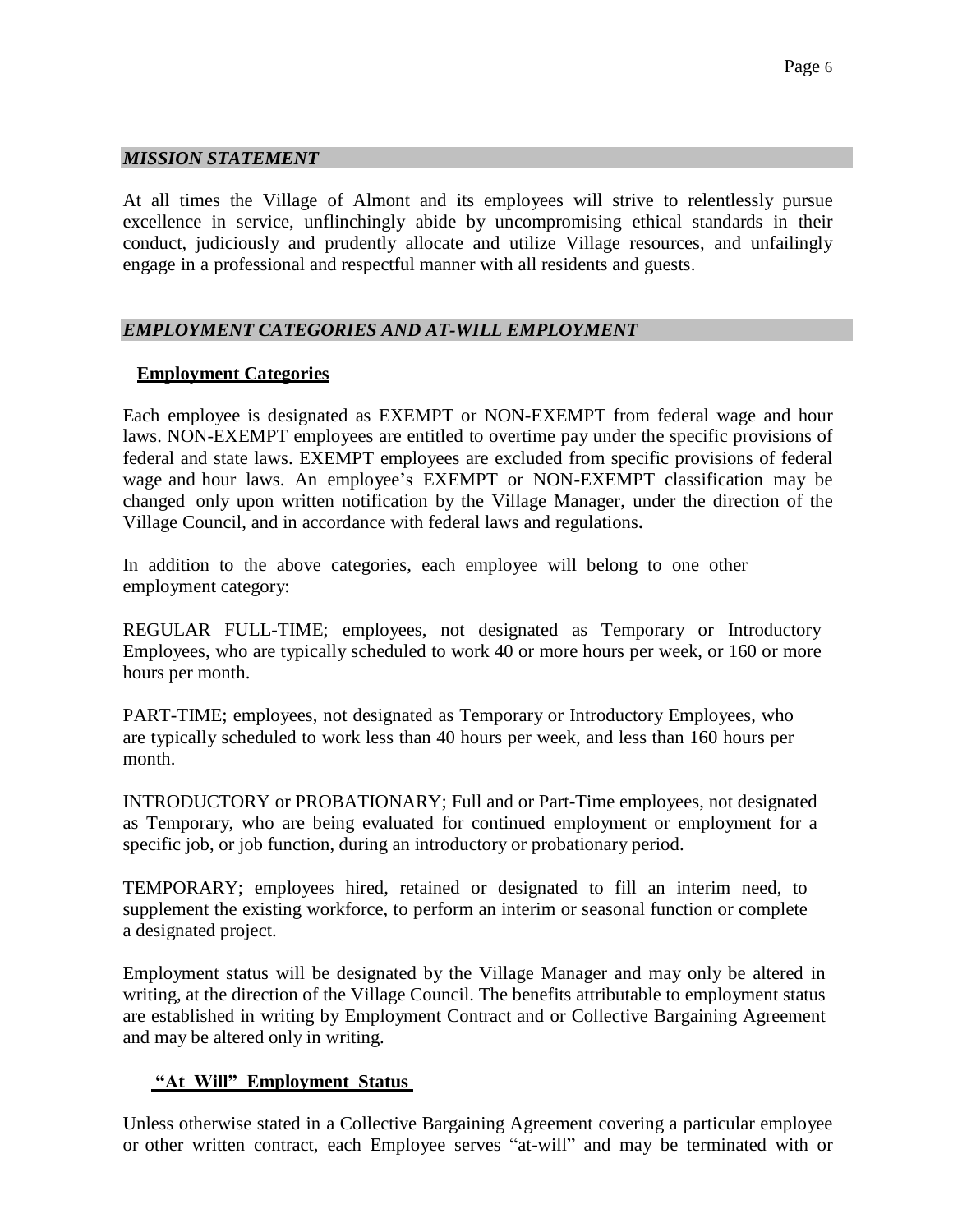## *MISSION STATEMENT*

At all times the Village of Almont and its employees will strive to relentlessly pursue excellence in service, unflinchingly abide by uncompromising ethical standards in their conduct, judiciously and prudently allocate and utilize Village resources, and unfailingly engage in a professional and respectful manner with all residents and guests.

## *EMPLOYMENT CATEGORIES AND AT-WILL EMPLOYMENT*

### **Employment Categories**

Each employee is designated as EXEMPT or NON-EXEMPT from federal wage and hour laws. NON-EXEMPT employees are entitled to overtime pay under the specific provisions of federal and state laws. EXEMPT employees are excluded from specific provisions of federal wage and hour laws. An employee's EXEMPT or NON-EXEMPT classification may be changed only upon written notification by the Village Manager, under the direction of the Village Council, and in accordance with federal laws and regulations**.**

In addition to the above categories, each employee will belong to one other employment category:

REGULAR FULL-TIME; employees, not designated as Temporary or Introductory Employees, who are typically scheduled to work 40 or more hours per week, or 160 or more hours per month.

PART-TIME; employees, not designated as Temporary or Introductory Employees, who are typically scheduled to work less than 40 hours per week, and less than 160 hours per month.

INTRODUCTORY or PROBATIONARY; Full and or Part-Time employees, not designated as Temporary, who are being evaluated for continued employment or employment for a specific job, or job function, during an introductory or probationary period.

TEMPORARY; employees hired, retained or designated to fill an interim need, to supplement the existing workforce, to perform an interim or seasonal function or complete a designated project.

Employment status will be designated by the Village Manager and may only be altered in writing, at the direction of the Village Council. The benefits attributable to employment status are established in writing by Employment Contract and or Collective Bargaining Agreement and may be altered only in writing.

### **"At Will" Employment Status**

Unless otherwise stated in a Collective Bargaining Agreement covering a particular employee or other written contract, each Employee serves "at-will" and may be terminated with or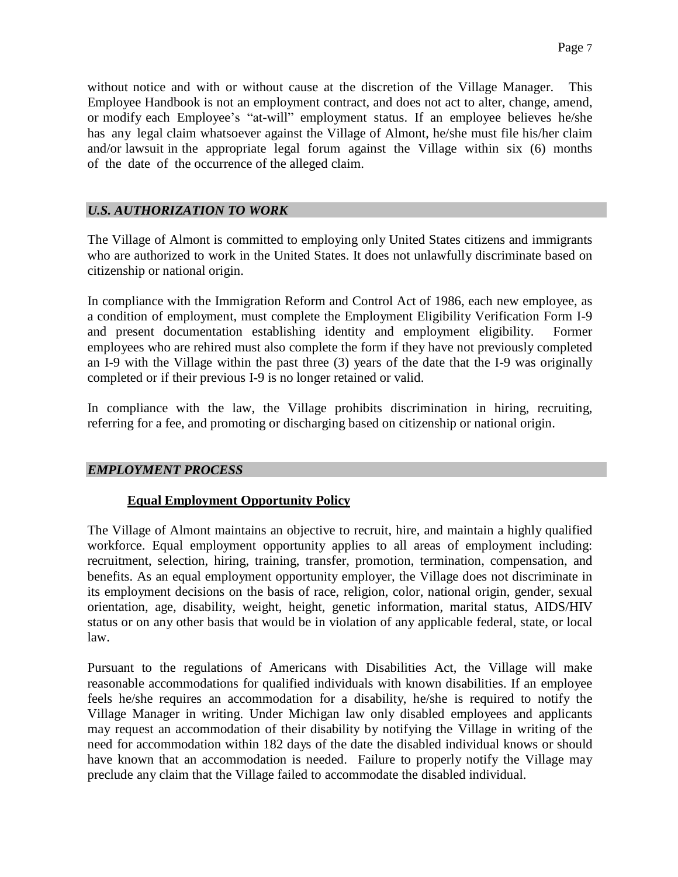without notice and with or without cause at the discretion of the Village Manager. This Employee Handbook is not an employment contract, and does not act to alter, change, amend, or modify each Employee's "at-will" employment status. If an employee believes he/she has any legal claim whatsoever against the Village of Almont, he/she must file his/her claim and/or lawsuit in the appropriate legal forum against the Village within six (6) months of the date of the occurrence of the alleged claim.

## *U.S. AUTHORIZATION TO WORK*

The Village of Almont is committed to employing only United States citizens and immigrants who are authorized to work in the United States. It does not unlawfully discriminate based on citizenship or national origin.

In compliance with the Immigration Reform and Control Act of 1986, each new employee, as a condition of employment, must complete the Employment Eligibility Verification Form I-9 and present documentation establishing identity and employment eligibility. Former employees who are rehired must also complete the form if they have not previously completed an I-9 with the Village within the past three (3) years of the date that the I-9 was originally completed or if their previous I-9 is no longer retained or valid.

In compliance with the law, the Village prohibits discrimination in hiring, recruiting, referring for a fee, and promoting or discharging based on citizenship or national origin.

## *EMPLOYMENT PROCESS*

### **Equal Employment Opportunity Policy**

The Village of Almont maintains an objective to recruit, hire, and maintain a highly qualified workforce. Equal employment opportunity applies to all areas of employment including: recruitment, selection, hiring, training, transfer, promotion, termination, compensation, and benefits. As an equal employment opportunity employer, the Village does not discriminate in its employment decisions on the basis of race, religion, color, national origin, gender, sexual orientation, age, disability, weight, height, genetic information, marital status, AIDS/HIV status or on any other basis that would be in violation of any applicable federal, state, or local law.

Pursuant to the regulations of Americans with Disabilities Act, the Village will make reasonable accommodations for qualified individuals with known disabilities. If an employee feels he/she requires an accommodation for a disability, he/she is required to notify the Village Manager in writing. Under Michigan law only disabled employees and applicants may request an accommodation of their disability by notifying the Village in writing of the need for accommodation within 182 days of the date the disabled individual knows or should have known that an accommodation is needed. Failure to properly notify the Village may preclude any claim that the Village failed to accommodate the disabled individual.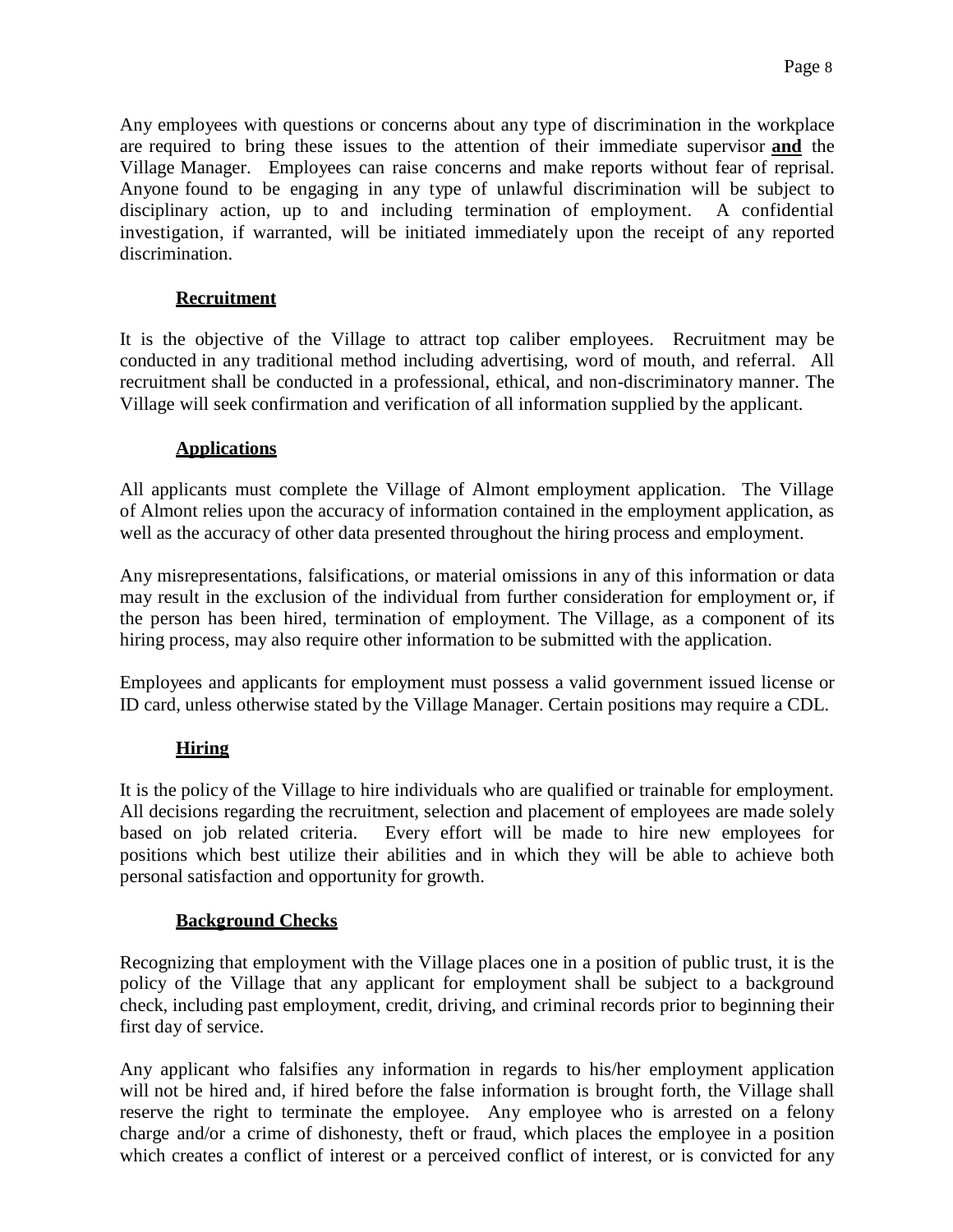Any employees with questions or concerns about any type of discrimination in the workplace are required to bring these issues to the attention of their immediate supervisor **and** the Village Manager. Employees can raise concerns and make reports without fear of reprisal. Anyone found to be engaging in any type of unlawful discrimination will be subject to disciplinary action, up to and including termination of employment. A confidential investigation, if warranted, will be initiated immediately upon the receipt of any reported discrimination.

### Recruitment

It is the objective of the Village to attract top caliber employees. Recruitment may be conducted in any traditional method including advertising, word of mouth, and referral. All recruitment shall be conducted in a professional, ethical, and non-discriminatory manner. The Village will seek confirmation and verification of all information supplied by the applicant.

### Applications

All applicants must complete the Village of Almont employment application. The Village of Almont relies upon the accuracy of information contained in the employment application, as well as the accuracy of other data presented throughout the hiring process and employment.

Any misrepresentations, falsifications, or material omissions in any of this information or data may result in the exclusion of the individual from further consideration for employment or, if the person has been hired, termination of employment. The Village, as a component of its hiring process, may also require other information to be submitted with the application.

Employees and applicants for employment must possess a valid government issued license or ID card, unless otherwise stated by the Village Manager. Certain positions may require a CDL.

### Hiring

It is the policy of the Village to hire individuals who are qualified or trainable for employment. All decisions regarding the recruitment, selection and placement of employees are made solely based on job related criteria. Every effort will be made to hire new employees for positions which best utilize their abilities and in which they will be able to achieve both personal satisfaction and opportunity for growth.

### Background Checks

Recognizing that employment with the Village places one in a position of public trust, it is the policy of the Village that any applicant for employment shall be subject to a background check, including past employment, credit, driving, and criminal records prior to beginning their first day of service.

Any applicant who falsifies any information in regards to his/her employment application will not be hired and, if hired before the false information is brought forth, the Village shall reserve the right to terminate the employee. Any employee who is arrested on a felony charge and/or a crime of dishonesty, theft or fraud, which places the employee in a position which creates a conflict of interest or a perceived conflict of interest, or is convicted for any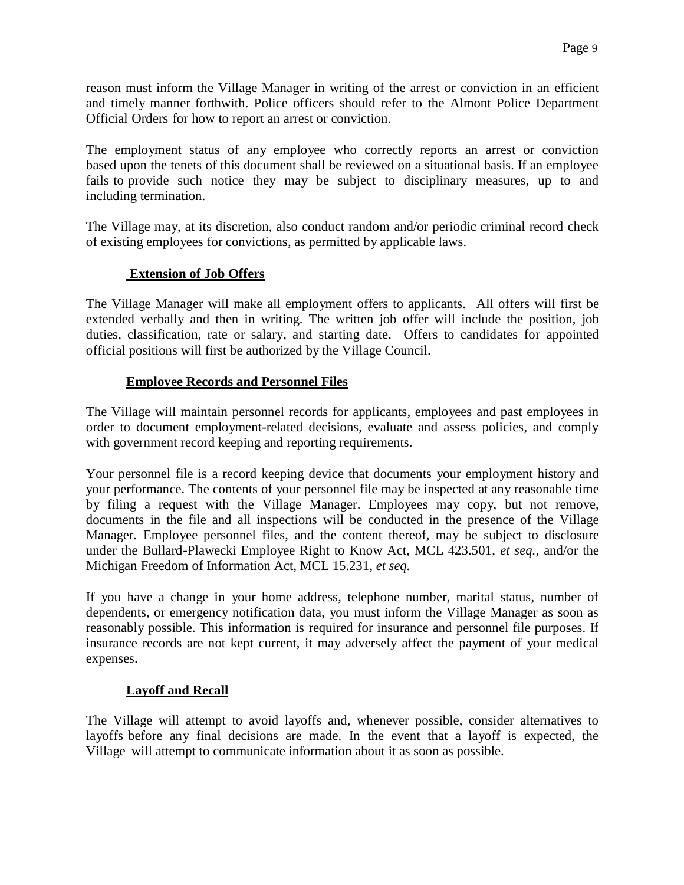reason must inform the Village Manager in writing of the arrest or conviction in an efficient and timely manner forthwith. Police officers should refer to the Almont Police Department Official Orders for how to report an arrest or conviction.

The employment status of any employee who correctly reports an arrest or conviction based upon the tenets of this document shall be reviewed on a situational basis. If an employee fails to provide such notice they may be subject to disciplinary measures, up to and including termination.

The Village may, at its discretion, also conduct random and/or periodic criminal record check of existing employees for convictions, as permitted by applicable laws.

### **Extension of Job Offers**

The Village Manager will make all employment offers to applicants. All offers will first be extended verbally and then in writing. The written job offer will include the position, job duties, classification, rate or salary, and starting date. Offers to candidates for appointed official positions will first be authorized by the Village Council.

### **Employee Records and Personnel Files**

The Village will maintain personnel records for applicants, employees and past employees in order to document employment-related decisions, evaluate and assess policies, and comply with government record keeping and reporting requirements.

Your personnel file is a record keeping device that documents your employment history and your performance. The contents of your personnel file may be inspected at any reasonable time by filing a request with the Village Manager. Employees may copy, but not remove, documents in the file and all inspections will be conducted in the presence of the Village Manager. Employee personnel files, and the content thereof, may be subject to disclosure under the Bullard-Plawecki Employee Right to Know Act, MCL 423.501, *et seq.*, and/or the Michigan Freedom of Information Act, MCL 15.231, *et seq.*

If you have a change in your home address, telephone number, marital status, number of dependents, or emergency notification data, you must inform the Village Manager as soon as reasonably possible. This information is required for insurance and personnel file purposes. If insurance records are not kept current, it may adversely affect the payment of your medical expenses.

### **Layoff and Recall**

The Village will attempt to avoid layoffs and, whenever possible, consider alternatives to layoffs before any final decisions are made. In the event that a layoff is expected, the Village will attempt to communicate information about it as soon as possible.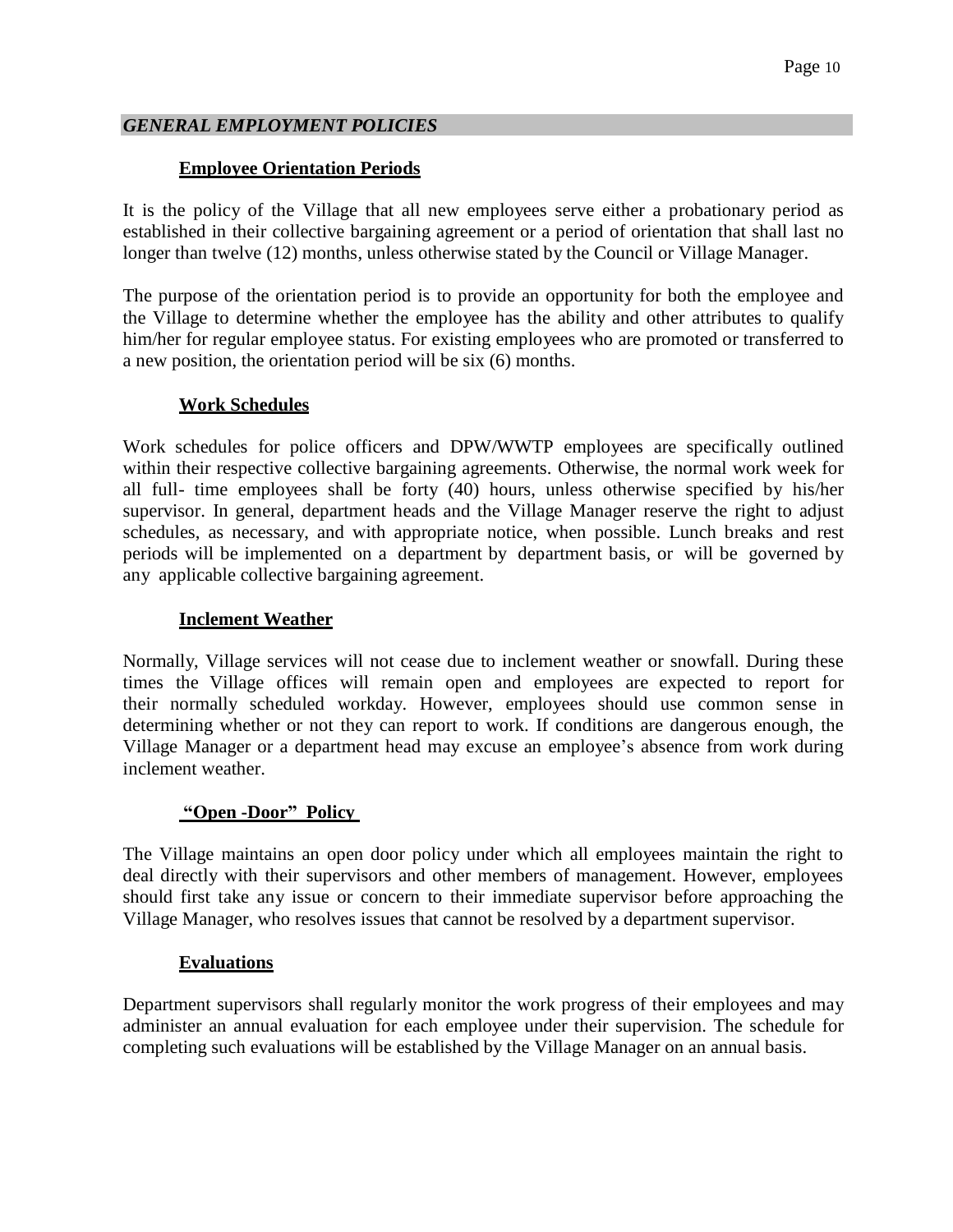## *GENERAL EMPLOYMENT POLICIES*

### Employee Orientation Periods

It is the policy of the Village that all new employees serve either a probationary period as established in their collective bargaining agreement or a period of orientation that shall last no longer than twelve (12) months, unless otherwise stated by the Council or Village Manager.

The purpose of the orientation period is to provide an opportunity for both the employee and the Village to determine whether the employee has the ability and other attributes to qualify him/her for regular employee status. For existing employees who are promoted or transferred to a new position, the orientation period will be six (6) months.

### Work Schedules

Work schedules for police officers and DPW/WWTP employees are specifically outlined within their respective collective bargaining agreements. Otherwise, the normal work week for all full- time employees shall be forty (40) hours, unless otherwise specified by his/her supervisor. In general, department heads and the Village Manager reserve the right to adjust schedules, as necessary, and with appropriate notice, when possible. Lunch breaks and rest periods will be implemented on a department by department basis, or will be governed by any applicable collective bargaining agreement.

### Inclement Weather

Normally, Village services will not cease due to inclement weather or snowfall. During these times the Village offices will remain open and employees are expected to report for their normally scheduled workday. However, employees should use common sense in determining whether or not they can report to work. If conditions are dangerous enough, the Village Manager or a department head may excuse an employee's absence from work during inclement weather.

### "Open -Door" Policy

The Village maintains an open door policy under which all employees maintain the right to deal directly with their supervisors and other members of management. However, employees should first take any issue or concern to their immediate supervisor before approaching the Village Manager, who resolves issues that cannot be resolved by a department supervisor.

### Evaluations

Department supervisors shall regularly monitor the work progress of their employees and may administer an annual evaluation for each employee under their supervision. The schedule for completing such evaluations will be established by the Village Manager on an annual basis.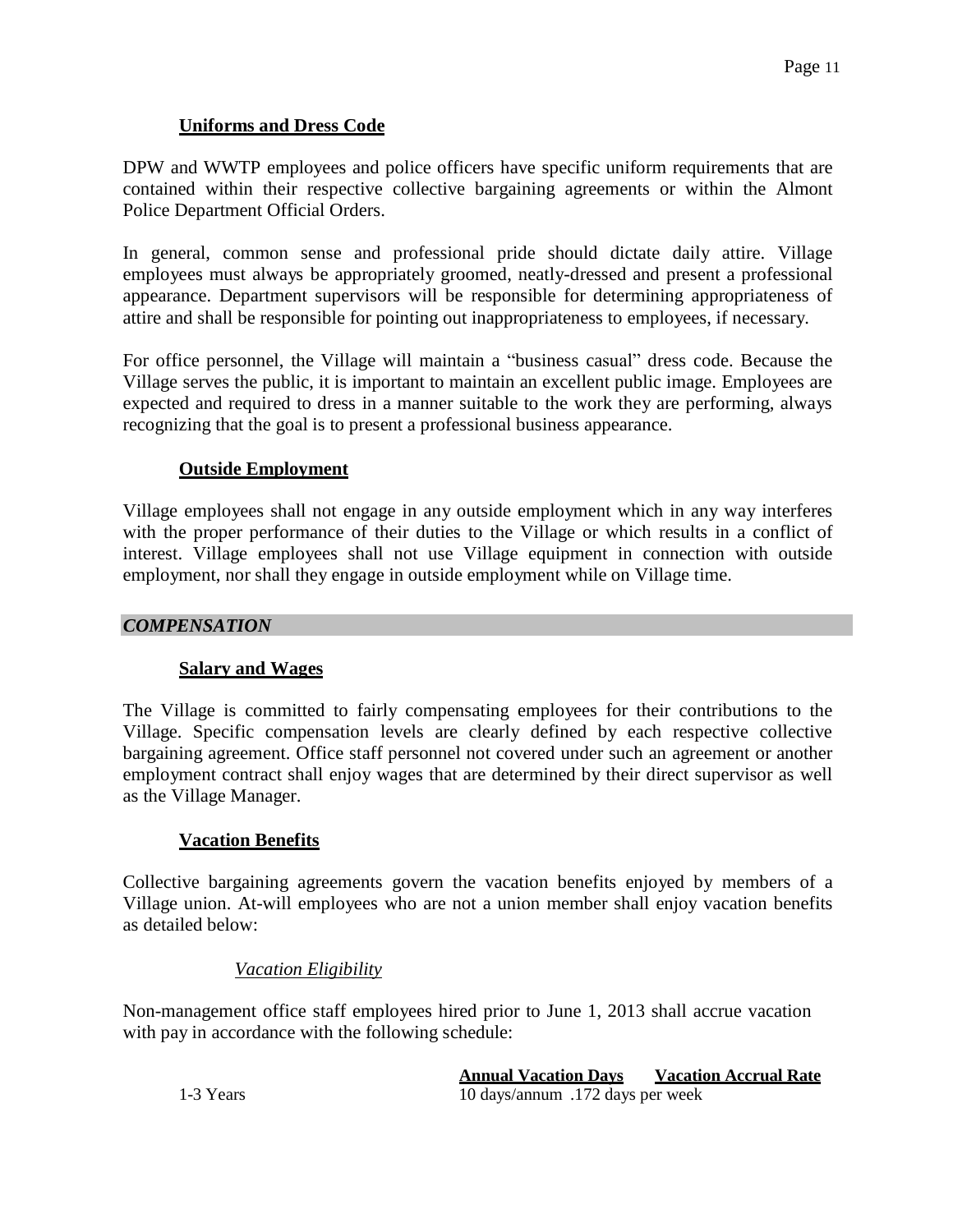### Uniforms and Dress Code

DPW and WWTP employees and police officers have specific uniform requirements that are contained within their respective collective bargaining agreements or within the Almont Police Department Official Orders.

In general, common sense and professional pride should dictate daily attire. Village employees must always be appropriately groomed, neatly-dressed and present a professional appearance. Department supervisors will be responsible for determining appropriateness of attire and shall be responsible for pointing out inappropriateness to employees, if necessary.

For office personnel, the Village will maintain a "business casual" dress code. Because the Village serves the public, it is important to maintain an excellent public image. Employees are expected and required to dress in a manner suitable to the work they are performing, always recognizing that the goal is to present a professional business appearance.

### Outside Employment

Village employees shall not engage in any outside employment which in any way interferes with the proper performance of their duties to the Village or which results in a conflict of interest. Village employees shall not use Village equipment in connection with outside employment, nor shall they engage in outside employment while on Village time.

## *COMPENSATION*

### Salary and Wages

The Village is committed to fairly compensating employees for their contributions to the Village. Specific compensation levels are clearly defined by each respective collective bargaining agreement. Office staff personnel not covered under such an agreement or another employment contract shall enjoy wages that are determined by their direct supervisor as well as the Village Manager.

### Vacation Benefits

Collective bargaining agreements govern the vacation benefits enjoyed by members of a Village union. At-will employees who are not a union member shall enjoy vacation benefits as detailed below:

#### *Vacation Eligibility*

Non-management office staff employees hired prior to June 1, 2013 shall accrue vacation with pay in accordance with the following schedule:

| | Annual Vacation Days | Vacation Accrual Rate |
|---|---|---|
| 1-3 Years | 10 days/annum | .172 days per week |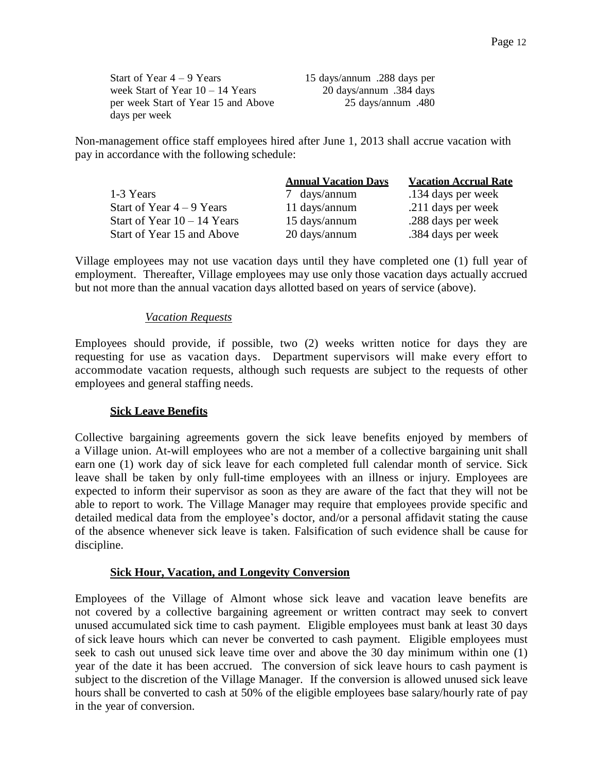Start of Year 4 – 9 Years 15 days/annum .288 days per week Start of Year 10 – 14 Years 20 days/annum .384 days per week Start of Year 15 and Above 25 days/annum .480 days per week

Non-management office staff employees hired after June 1, 2013 shall accrue vacation with pay in accordance with the following schedule:

| | Annual Vacation Days | Vacation Accrual Rate |
|---|---|---|
| 1-3 Years | 7 days/annum | .134 days per week |
| Start of Year 4 – 9 Years | 11 days/annum | .211 days per week |
| Start of Year 10 – 14 Years | 15 days/annum | .288 days per week |
| Start of Year 15 and Above | 20 days/annum | .384 days per week |

Village employees may not use vacation days until they have completed one (1) full year of employment. Thereafter, Village employees may use only those vacation days actually accrued but not more than the annual vacation days allotted based on years of service (above).

*Vacation Requests*

Employees should provide, if possible, two (2) weeks written notice for days they are requesting for use as vacation days. Department supervisors will make every effort to accommodate vacation requests, although such requests are subject to the requests of other employees and general staffing needs.

**Sick Leave Benefits**

Collective bargaining agreements govern the sick leave benefits enjoyed by members of a Village union. At-will employees who are not a member of a collective bargaining unit shall earn one (1) work day of sick leave for each completed full calendar month of service. Sick leave shall be taken by only full-time employees with an illness or injury. Employees are expected to inform their supervisor as soon as they are aware of the fact that they will not be able to report to work. The Village Manager may require that employees provide specific and detailed medical data from the employee's doctor, and/or a personal affidavit stating the cause of the absence whenever sick leave is taken. Falsification of such evidence shall be cause for discipline.

**Sick Hour, Vacation, and Longevity Conversion**

Employees of the Village of Almont whose sick leave and vacation leave benefits are not covered by a collective bargaining agreement or written contract may seek to convert unused accumulated sick time to cash payment. Eligible employees must bank at least 30 days of sick leave hours which can never be converted to cash payment. Eligible employees must seek to cash out unused sick leave time over and above the 30 day minimum within one (1) year of the date it has been accrued. The conversion of sick leave hours to cash payment is subject to the discretion of the Village Manager. If the conversion is allowed unused sick leave hours shall be converted to cash at 50% of the eligible employees base salary/hourly rate of pay in the year of conversion.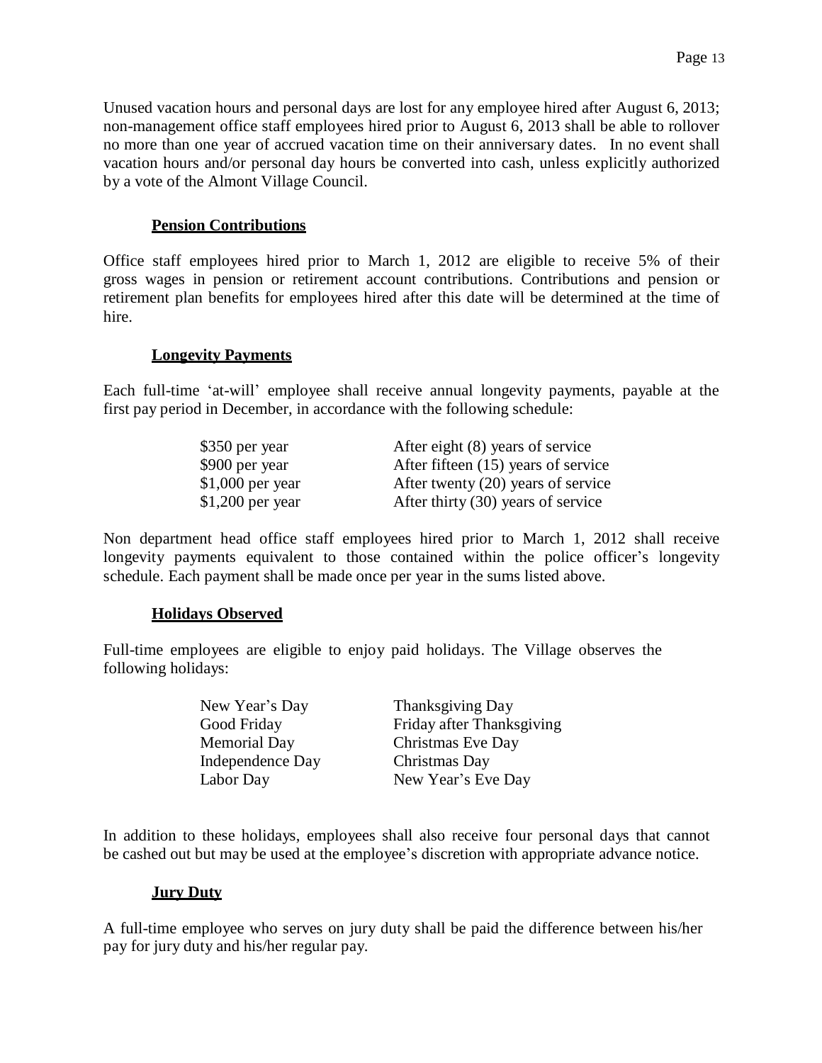Unused vacation hours and personal days are lost for any employee hired after August 6, 2013; non-management office staff employees hired prior to August 6, 2013 shall be able to rollover no more than one year of accrued vacation time on their anniversary dates. In no event shall vacation hours and/or personal day hours be converted into cash, unless explicitly authorized by a vote of the Almont Village Council.

### Pension Contributions

Office staff employees hired prior to March 1, 2012 are eligible to receive 5% of their gross wages in pension or retirement account contributions. Contributions and pension or retirement plan benefits for employees hired after this date will be determined at the time of hire.

### Longevity Payments

Each full-time 'at-will' employee shall receive annual longevity payments, payable at the first pay period in December, in accordance with the following schedule:

| | |
|---|---|
| $350 per year | After eight (8) years of service |
| $900 per year | After fifteen (15) years of service |
| $1,000 per year | After twenty (20) years of service |
| $1,200 per year | After thirty (30) years of service |

Non department head office staff employees hired prior to March 1, 2012 shall receive longevity payments equivalent to those contained within the police officer's longevity schedule. Each payment shall be made once per year in the sums listed above.

### Holidays Observed

Full-time employees are eligible to enjoy paid holidays. The Village observes the following holidays:

| | |
|---|---|
| New Year's Day | Thanksgiving Day |
| Good Friday | Friday after Thanksgiving |
| Memorial Day | Christmas Eve Day |
| Independence Day | Christmas Day |
| Labor Day | New Year's Eve Day |

In addition to these holidays, employees shall also receive four personal days that cannot be cashed out but may be used at the employee's discretion with appropriate advance notice.

### Jury Duty

A full-time employee who serves on jury duty shall be paid the difference between his/her pay for jury duty and his/her regular pay.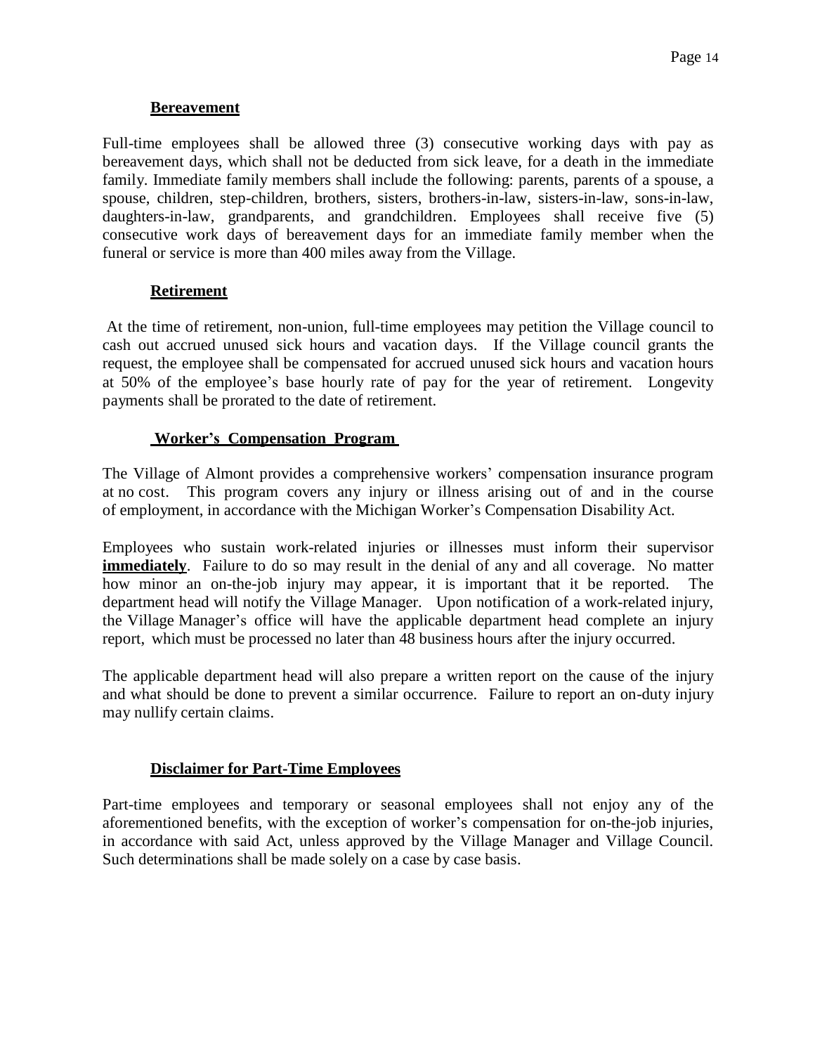### **Bereavement**

Full-time employees shall be allowed three (3) consecutive working days with pay as bereavement days, which shall not be deducted from sick leave, for a death in the immediate family. Immediate family members shall include the following: parents, parents of a spouse, a spouse, children, step-children, brothers, sisters, brothers-in-law, sisters-in-law, sons-in-law, daughters-in-law, grandparents, and grandchildren. Employees shall receive five (5) consecutive work days of bereavement days for an immediate family member when the funeral or service is more than 400 miles away from the Village.

### **Retirement**

At the time of retirement, non-union, full-time employees may petition the Village council to cash out accrued unused sick hours and vacation days. If the Village council grants the request, the employee shall be compensated for accrued unused sick hours and vacation hours at 50% of the employee's base hourly rate of pay for the year of retirement. Longevity payments shall be prorated to the date of retirement.

### **Worker's Compensation Program**

The Village of Almont provides a comprehensive workers' compensation insurance program at no cost. This program covers any injury or illness arising out of and in the course of employment, in accordance with the Michigan Worker's Compensation Disability Act.

Employees who sustain work-related injuries or illnesses must inform their supervisor **immediately**. Failure to do so may result in the denial of any and all coverage. No matter how minor an on-the-job injury may appear, it is important that it be reported. The department head will notify the Village Manager. Upon notification of a work-related injury, the Village Manager's office will have the applicable department head complete an injury report, which must be processed no later than 48 business hours after the injury occurred.

The applicable department head will also prepare a written report on the cause of the injury and what should be done to prevent a similar occurrence. Failure to report an on-duty injury may nullify certain claims.

### **Disclaimer for Part-Time Employees**

Part-time employees and temporary or seasonal employees shall not enjoy any of the aforementioned benefits, with the exception of worker's compensation for on-the-job injuries, in accordance with said Act, unless approved by the Village Manager and Village Council. Such determinations shall be made solely on a case by case basis.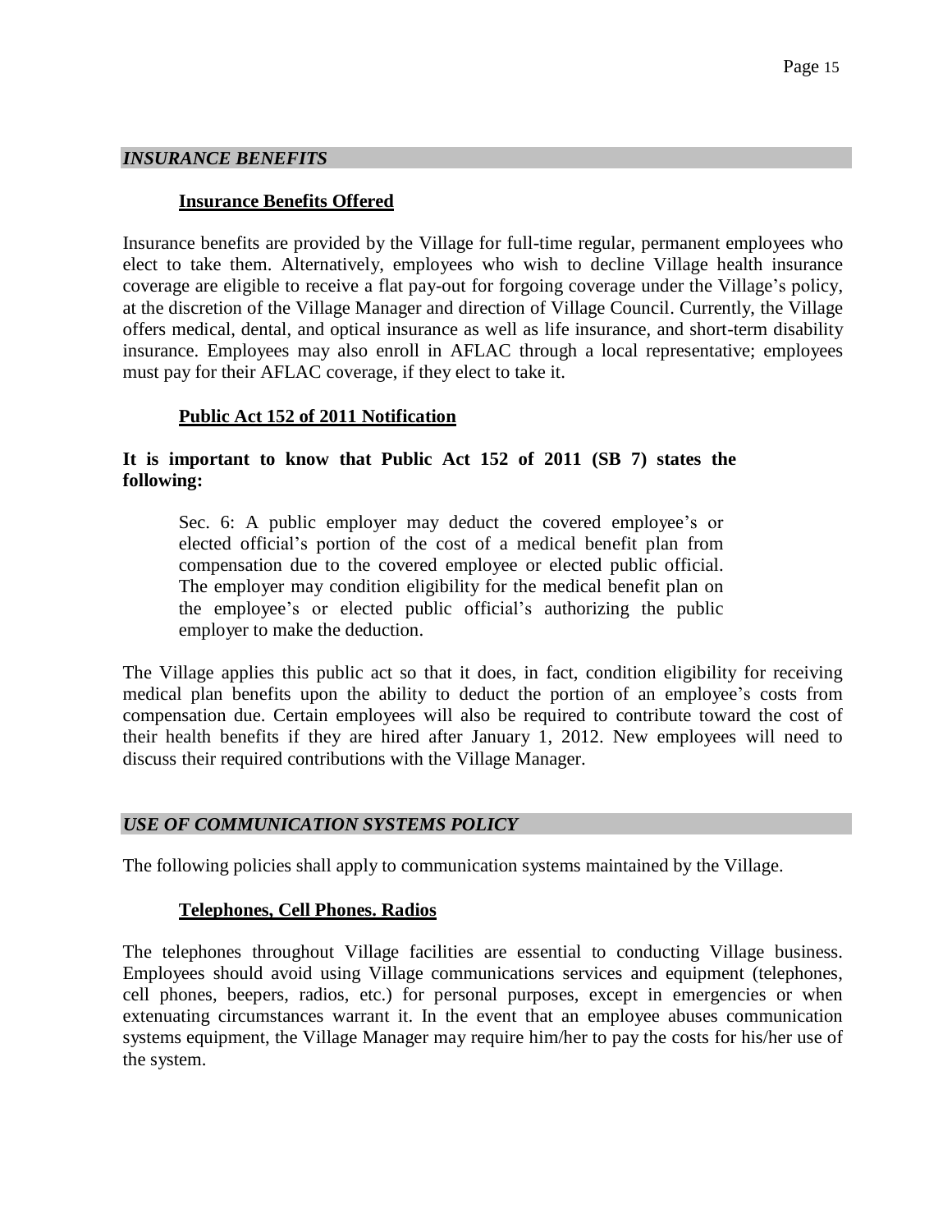## *INSURANCE BENEFITS*

### Insurance Benefits Offered

Insurance benefits are provided by the Village for full-time regular, permanent employees who elect to take them. Alternatively, employees who wish to decline Village health insurance coverage are eligible to receive a flat pay-out for forgoing coverage under the Village's policy, at the discretion of the Village Manager and direction of Village Council. Currently, the Village offers medical, dental, and optical insurance as well as life insurance, and short-term disability insurance. Employees may also enroll in AFLAC through a local representative; employees must pay for their AFLAC coverage, if they elect to take it.

### Public Act 152 of 2011 Notification

**It is important to know that Public Act 152 of 2011 (SB 7) states the following:**

> Sec. 6: A public employer may deduct the covered employee's or elected official's portion of the cost of a medical benefit plan from compensation due to the covered employee or elected public official. The employer may condition eligibility for the medical benefit plan on the employee's or elected public official's authorizing the public employer to make the deduction.

The Village applies this public act so that it does, in fact, condition eligibility for receiving medical plan benefits upon the ability to deduct the portion of an employee's costs from compensation due. Certain employees will also be required to contribute toward the cost of their health benefits if they are hired after January 1, 2012. New employees will need to discuss their required contributions with the Village Manager.

## *USE OF COMMUNICATION SYSTEMS POLICY*

The following policies shall apply to communication systems maintained by the Village.

### Telephones, Cell Phones. Radios

The telephones throughout Village facilities are essential to conducting Village business. Employees should avoid using Village communications services and equipment (telephones, cell phones, beepers, radios, etc.) for personal purposes, except in emergencies or when extenuating circumstances warrant it. In the event that an employee abuses communication systems equipment, the Village Manager may require him/her to pay the costs for his/her use of the system.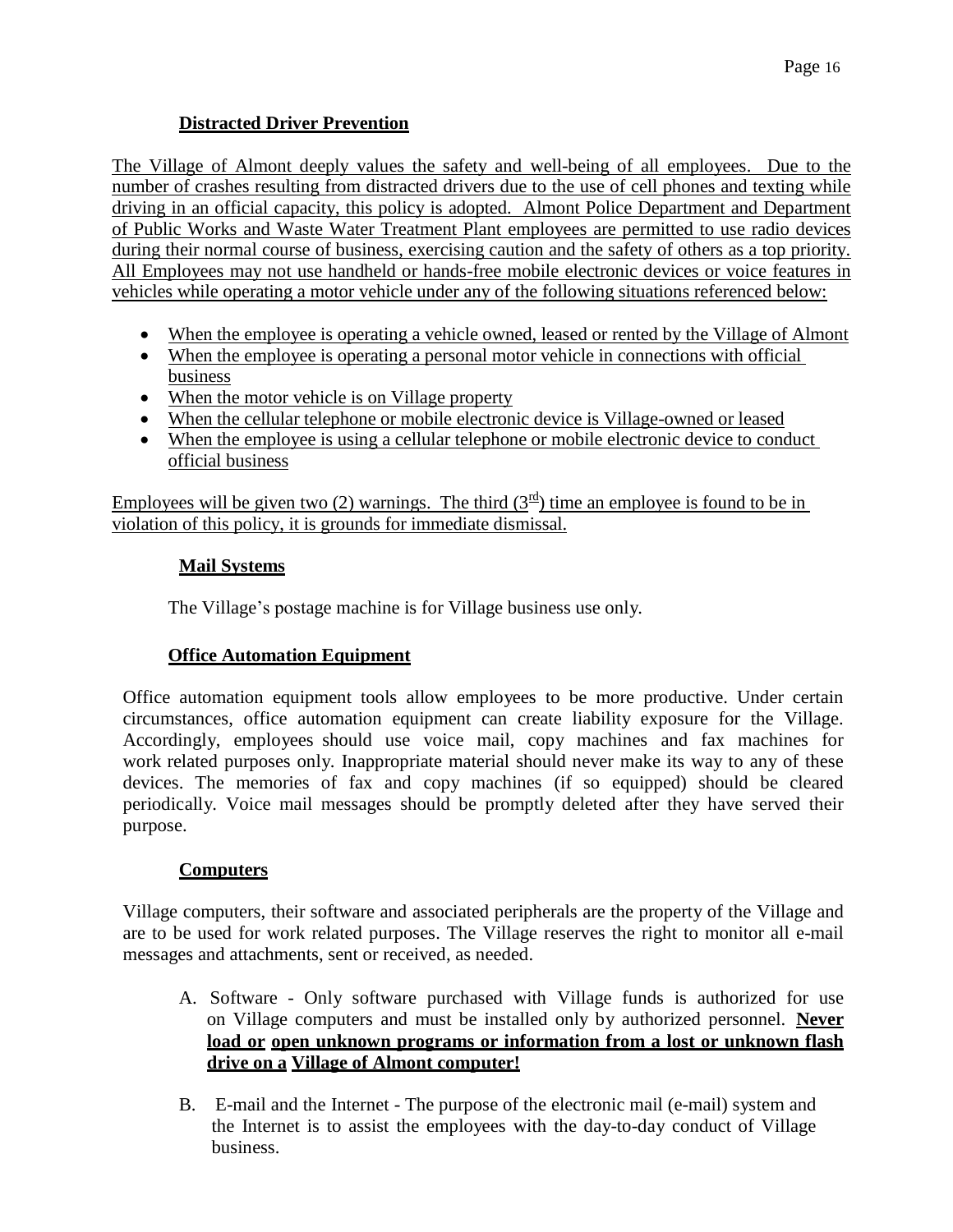### Distracted Driver Prevention

The Village of Almont deeply values the safety and well-being of all employees. Due to the number of crashes resulting from distracted drivers due to the use of cell phones and texting while driving in an official capacity, this policy is adopted. Almont Police Department and Department of Public Works and Waste Water Treatment Plant employees are permitted to use radio devices during their normal course of business, exercising caution and the safety of others as a top priority. All Employees may not use handheld or hands-free mobile electronic devices or voice features in vehicles while operating a motor vehicle under any of the following situations referenced below:

- When the employee is operating a vehicle owned, leased or rented by the Village of Almont
- When the employee is operating a personal motor vehicle in connections with official business
- When the motor vehicle is on Village property
- When the cellular telephone or mobile electronic device is Village-owned or leased
- When the employee is using a cellular telephone or mobile electronic device to conduct official business

Employees will be given two (2) warnings. The third (3rd) time an employee is found to be in violation of this policy, it is grounds for immediate dismissal.

### Mail Systems

The Village's postage machine is for Village business use only.

### Office Automation Equipment

Office automation equipment tools allow employees to be more productive. Under certain circumstances, office automation equipment can create liability exposure for the Village. Accordingly, employees should use voice mail, copy machines and fax machines for work related purposes only. Inappropriate material should never make its way to any of these devices. The memories of fax and copy machines (if so equipped) should be cleared periodically. Voice mail messages should be promptly deleted after they have served their purpose.

### Computers

Village computers, their software and associated peripherals are the property of the Village and are to be used for work related purposes. The Village reserves the right to monitor all e-mail messages and attachments, sent or received, as needed.

A. Software - Only software purchased with Village funds is authorized for use on Village computers and must be installed only by authorized personnel. **Never load or open unknown programs or information from a lost or unknown flash drive on a Village of Almont computer!**

B. E-mail and the Internet - The purpose of the electronic mail (e-mail) system and the Internet is to assist the employees with the day-to-day conduct of Village business.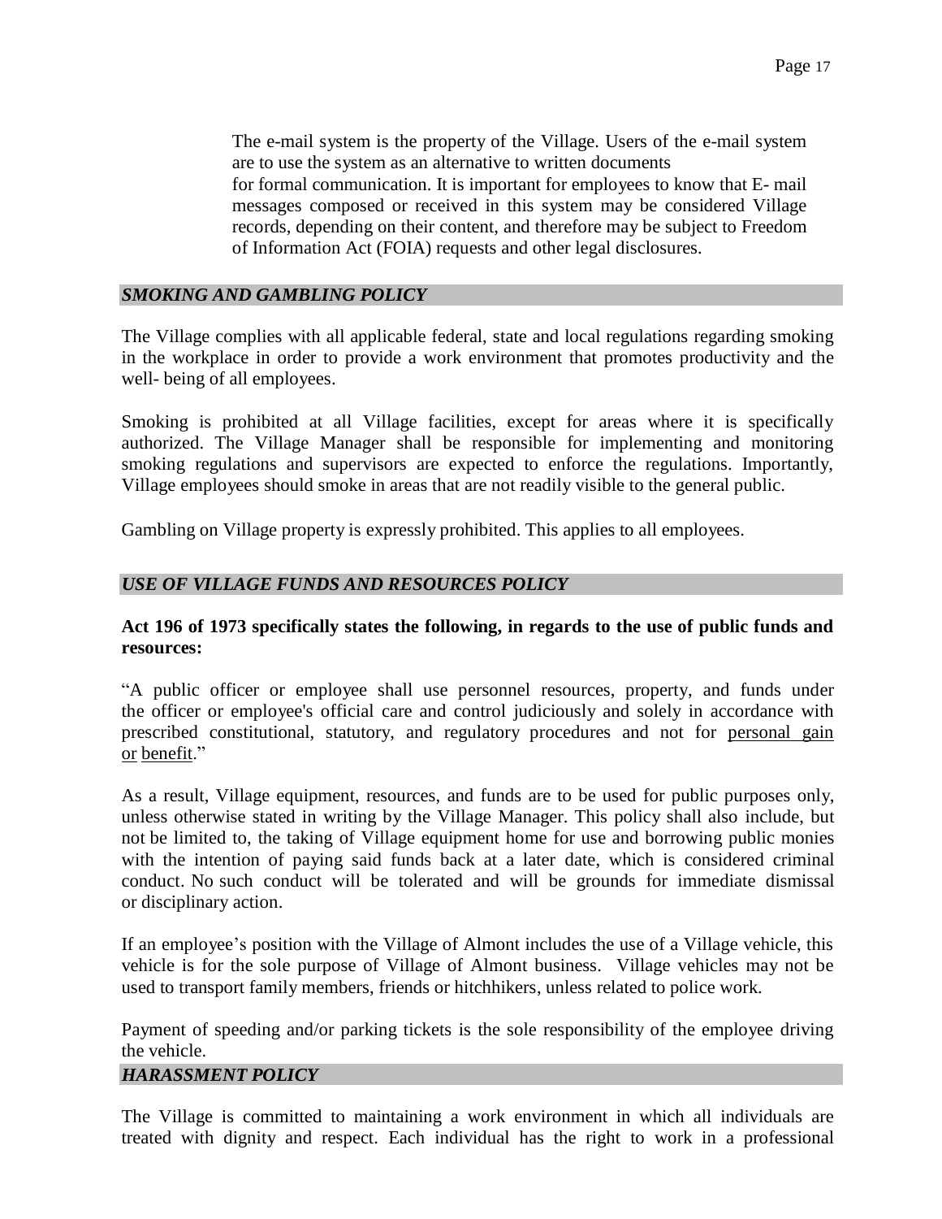The e-mail system is the property of the Village. Users of the e-mail system are to use the system as an alternative to written documents for formal communication. It is important for employees to know that E- mail messages composed or received in this system may be considered Village records, depending on their content, and therefore may be subject to Freedom of Information Act (FOIA) requests and other legal disclosures.

## *SMOKING AND GAMBLING POLICY*

The Village complies with all applicable federal, state and local regulations regarding smoking in the workplace in order to provide a work environment that promotes productivity and the well- being of all employees.

Smoking is prohibited at all Village facilities, except for areas where it is specifically authorized. The Village Manager shall be responsible for implementing and monitoring smoking regulations and supervisors are expected to enforce the regulations. Importantly, Village employees should smoke in areas that are not readily visible to the general public.

Gambling on Village property is expressly prohibited. This applies to all employees.

## *USE OF VILLAGE FUNDS AND RESOURCES POLICY*

**Act 196 of 1973 specifically states the following, in regards to the use of public funds and resources:**

"A public officer or employee shall use personnel resources, property, and funds under the officer or employee's official care and control judiciously and solely in accordance with prescribed constitutional, statutory, and regulatory procedures and not for personal gain or benefit."

As a result, Village equipment, resources, and funds are to be used for public purposes only, unless otherwise stated in writing by the Village Manager. This policy shall also include, but not be limited to, the taking of Village equipment home for use and borrowing public monies with the intention of paying said funds back at a later date, which is considered criminal conduct. No such conduct will be tolerated and will be grounds for immediate dismissal or disciplinary action.

If an employee's position with the Village of Almont includes the use of a Village vehicle, this vehicle is for the sole purpose of Village of Almont business. Village vehicles may not be used to transport family members, friends or hitchhikers, unless related to police work.

Payment of speeding and/or parking tickets is the sole responsibility of the employee driving the vehicle.

## *HARASSMENT POLICY*

The Village is committed to maintaining a work environment in which all individuals are treated with dignity and respect. Each individual has the right to work in a professional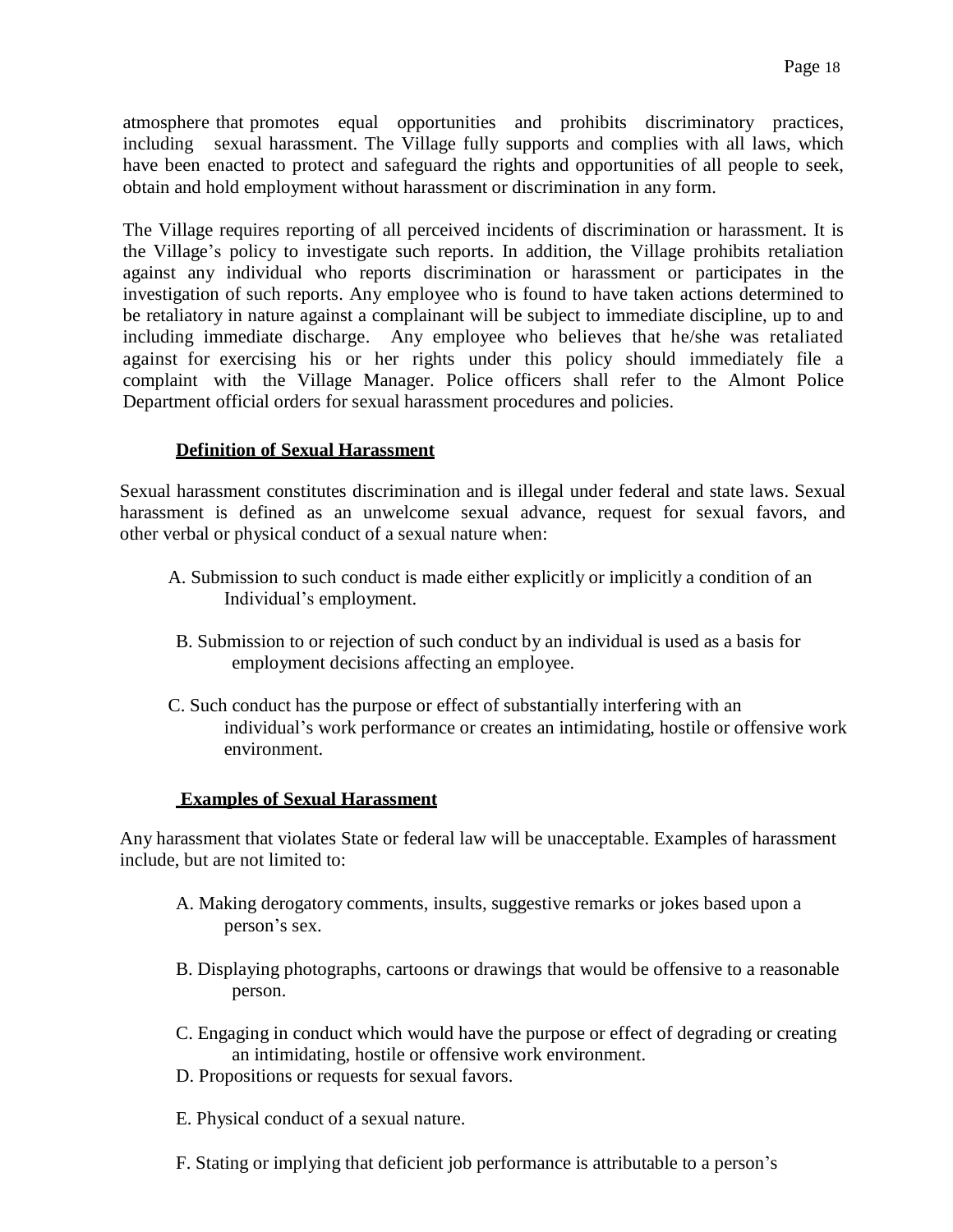atmosphere that promotes equal opportunities and prohibits discriminatory practices, including sexual harassment. The Village fully supports and complies with all laws, which have been enacted to protect and safeguard the rights and opportunities of all people to seek, obtain and hold employment without harassment or discrimination in any form.

The Village requires reporting of all perceived incidents of discrimination or harassment. It is the Village's policy to investigate such reports. In addition, the Village prohibits retaliation against any individual who reports discrimination or harassment or participates in the investigation of such reports. Any employee who is found to have taken actions determined to be retaliatory in nature against a complainant will be subject to immediate discipline, up to and including immediate discharge. Any employee who believes that he/she was retaliated against for exercising his or her rights under this policy should immediately file a complaint with the Village Manager. Police officers shall refer to the Almont Police Department official orders for sexual harassment procedures and policies.

**Definition of Sexual Harassment**

Sexual harassment constitutes discrimination and is illegal under federal and state laws. Sexual harassment is defined as an unwelcome sexual advance, request for sexual favors, and other verbal or physical conduct of a sexual nature when:

A. Submission to such conduct is made either explicitly or implicitly a condition of an Individual's employment.

B. Submission to or rejection of such conduct by an individual is used as a basis for employment decisions affecting an employee.

C. Such conduct has the purpose or effect of substantially interfering with an individual's work performance or creates an intimidating, hostile or offensive work environment.

**Examples of Sexual Harassment**

Any harassment that violates State or federal law will be unacceptable. Examples of harassment include, but are not limited to:

A. Making derogatory comments, insults, suggestive remarks or jokes based upon a person's sex.

B. Displaying photographs, cartoons or drawings that would be offensive to a reasonable person.

C. Engaging in conduct which would have the purpose or effect of degrading or creating an intimidating, hostile or offensive work environment.

D. Propositions or requests for sexual favors.

E. Physical conduct of a sexual nature.

F. Stating or implying that deficient job performance is attributable to a person's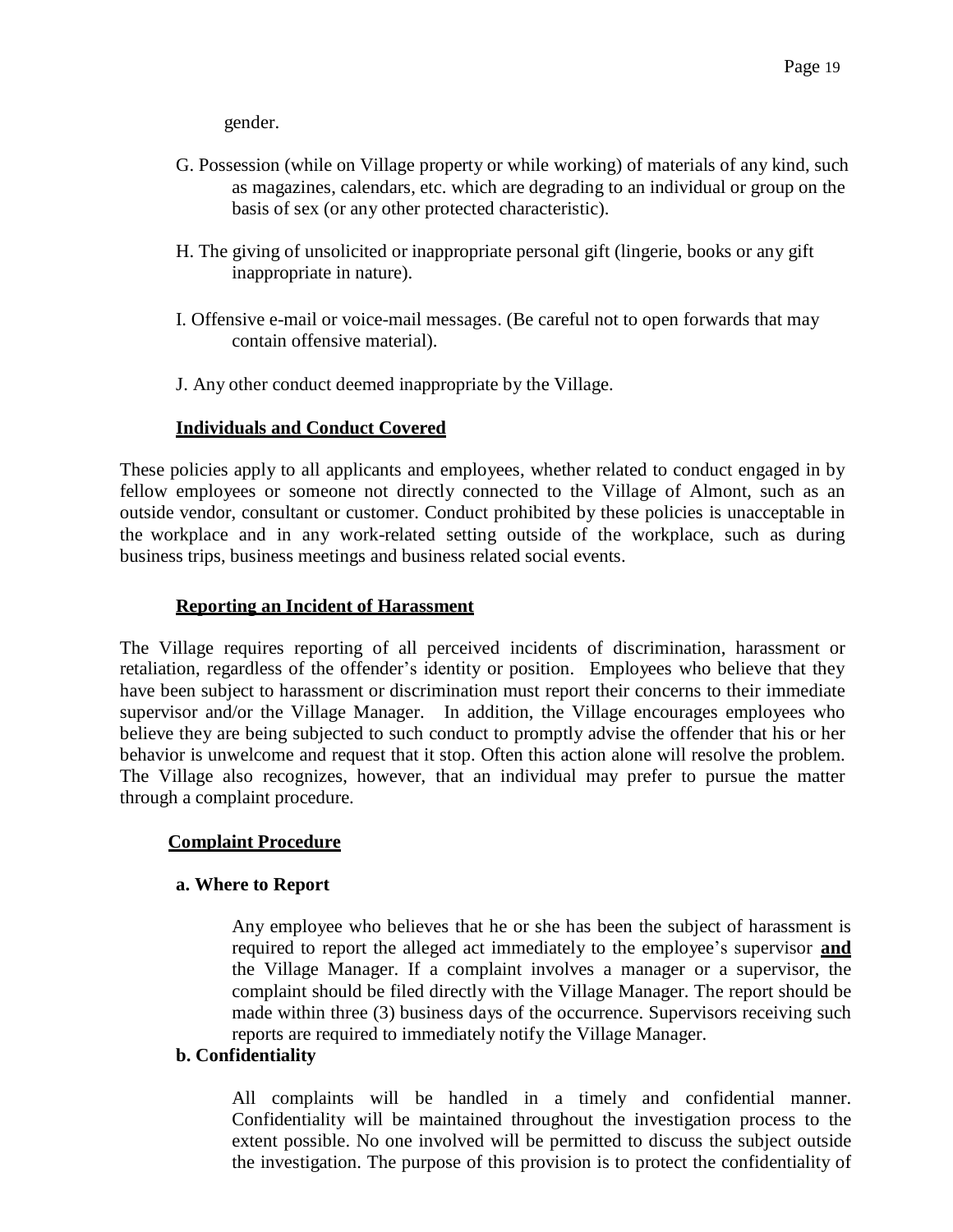gender.

G. Possession (while on Village property or while working) of materials of any kind, such as magazines, calendars, etc. which are degrading to an individual or group on the basis of sex (or any other protected characteristic).

H. The giving of unsolicited or inappropriate personal gift (lingerie, books or any gift inappropriate in nature).

I. Offensive e-mail or voice-mail messages. (Be careful not to open forwards that may contain offensive material).

J. Any other conduct deemed inappropriate by the Village.

**Individuals and Conduct Covered**

These policies apply to all applicants and employees, whether related to conduct engaged in by fellow employees or someone not directly connected to the Village of Almont, such as an outside vendor, consultant or customer. Conduct prohibited by these policies is unacceptable in the workplace and in any work-related setting outside of the workplace, such as during business trips, business meetings and business related social events.

**Reporting an Incident of Harassment**

The Village requires reporting of all perceived incidents of discrimination, harassment or retaliation, regardless of the offender's identity or position. Employees who believe that they have been subject to harassment or discrimination must report their concerns to their immediate supervisor and/or the Village Manager. In addition, the Village encourages employees who believe they are being subjected to such conduct to promptly advise the offender that his or her behavior is unwelcome and request that it stop. Often this action alone will resolve the problem. The Village also recognizes, however, that an individual may prefer to pursue the matter through a complaint procedure.

**Complaint Procedure**

**a. Where to Report**

Any employee who believes that he or she has been the subject of harassment is required to report the alleged act immediately to the employee's supervisor **and** the Village Manager. If a complaint involves a manager or a supervisor, the complaint should be filed directly with the Village Manager. The report should be made within three (3) business days of the occurrence. Supervisors receiving such reports are required to immediately notify the Village Manager.

**b. Confidentiality**

All complaints will be handled in a timely and confidential manner. Confidentiality will be maintained throughout the investigation process to the extent possible. No one involved will be permitted to discuss the subject outside the investigation. The purpose of this provision is to protect the confidentiality of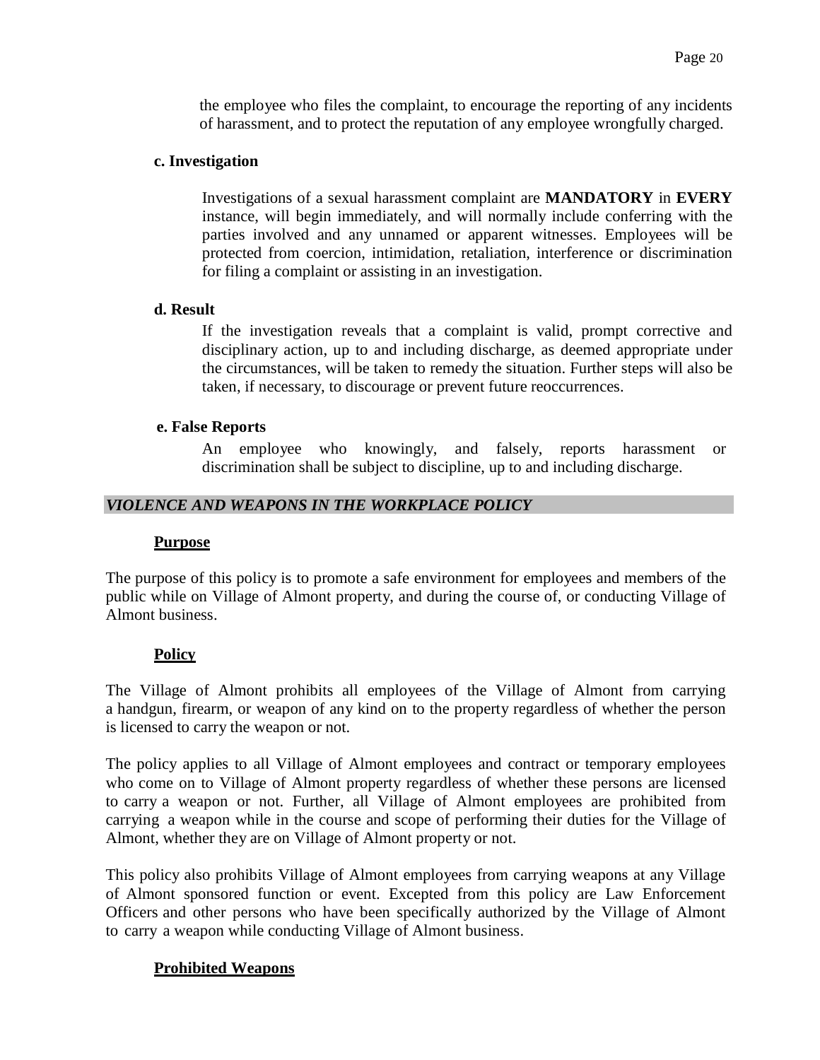the employee who files the complaint, to encourage the reporting of any incidents of harassment, and to protect the reputation of any employee wrongfully charged.

**c. Investigation**

Investigations of a sexual harassment complaint are **MANDATORY** in **EVERY** instance, will begin immediately, and will normally include conferring with the parties involved and any unnamed or apparent witnesses. Employees will be protected from coercion, intimidation, retaliation, interference or discrimination for filing a complaint or assisting in an investigation.

**d. Result**

If the investigation reveals that a complaint is valid, prompt corrective and disciplinary action, up to and including discharge, as deemed appropriate under the circumstances, will be taken to remedy the situation. Further steps will also be taken, if necessary, to discourage or prevent future reoccurrences.

**e. False Reports**

An employee who knowingly, and falsely, reports harassment or discrimination shall be subject to discipline, up to and including discharge.

## *VIOLENCE AND WEAPONS IN THE WORKPLACE POLICY*

**Purpose**

The purpose of this policy is to promote a safe environment for employees and members of the public while on Village of Almont property, and during the course of, or conducting Village of Almont business.

**Policy**

The Village of Almont prohibits all employees of the Village of Almont from carrying a handgun, firearm, or weapon of any kind on to the property regardless of whether the person is licensed to carry the weapon or not.

The policy applies to all Village of Almont employees and contract or temporary employees who come on to Village of Almont property regardless of whether these persons are licensed to carry a weapon or not. Further, all Village of Almont employees are prohibited from carrying a weapon while in the course and scope of performing their duties for the Village of Almont, whether they are on Village of Almont property or not.

This policy also prohibits Village of Almont employees from carrying weapons at any Village of Almont sponsored function or event. Excepted from this policy are Law Enforcement Officers and other persons who have been specifically authorized by the Village of Almont to carry a weapon while conducting Village of Almont business.

**Prohibited Weapons**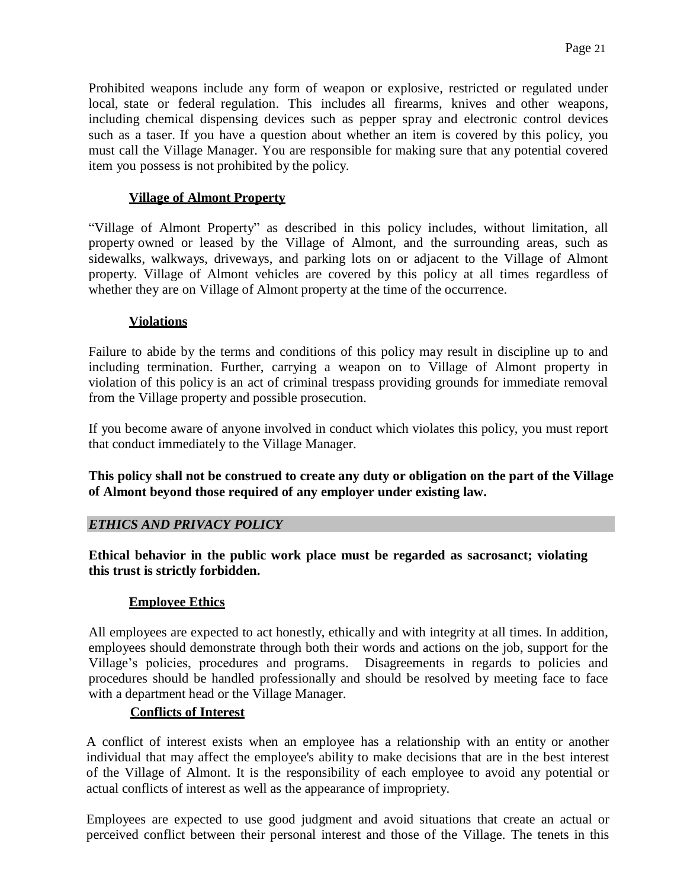Prohibited weapons include any form of weapon or explosive, restricted or regulated under local, state or federal regulation. This includes all firearms, knives and other weapons, including chemical dispensing devices such as pepper spray and electronic control devices such as a taser. If you have a question about whether an item is covered by this policy, you must call the Village Manager. You are responsible for making sure that any potential covered item you possess is not prohibited by the policy.

### Village of Almont Property

"Village of Almont Property" as described in this policy includes, without limitation, all property owned or leased by the Village of Almont, and the surrounding areas, such as sidewalks, walkways, driveways, and parking lots on or adjacent to the Village of Almont property. Village of Almont vehicles are covered by this policy at all times regardless of whether they are on Village of Almont property at the time of the occurrence.

### Violations

Failure to abide by the terms and conditions of this policy may result in discipline up to and including termination. Further, carrying a weapon on to Village of Almont property in violation of this policy is an act of criminal trespass providing grounds for immediate removal from the Village property and possible prosecution.

If you become aware of anyone involved in conduct which violates this policy, you must report that conduct immediately to the Village Manager.

**This policy shall not be construed to create any duty or obligation on the part of the Village of Almont beyond those required of any employer under existing law.**

## *ETHICS AND PRIVACY POLICY*

**Ethical behavior in the public work place must be regarded as sacrosanct; violating this trust is strictly forbidden.**

### Employee Ethics

All employees are expected to act honestly, ethically and with integrity at all times. In addition, employees should demonstrate through both their words and actions on the job, support for the Village's policies, procedures and programs. Disagreements in regards to policies and procedures should be handled professionally and should be resolved by meeting face to face with a department head or the Village Manager.

### Conflicts of Interest

A conflict of interest exists when an employee has a relationship with an entity or another individual that may affect the employee's ability to make decisions that are in the best interest of the Village of Almont. It is the responsibility of each employee to avoid any potential or actual conflicts of interest as well as the appearance of impropriety.

Employees are expected to use good judgment and avoid situations that create an actual or perceived conflict between their personal interest and those of the Village. The tenets in this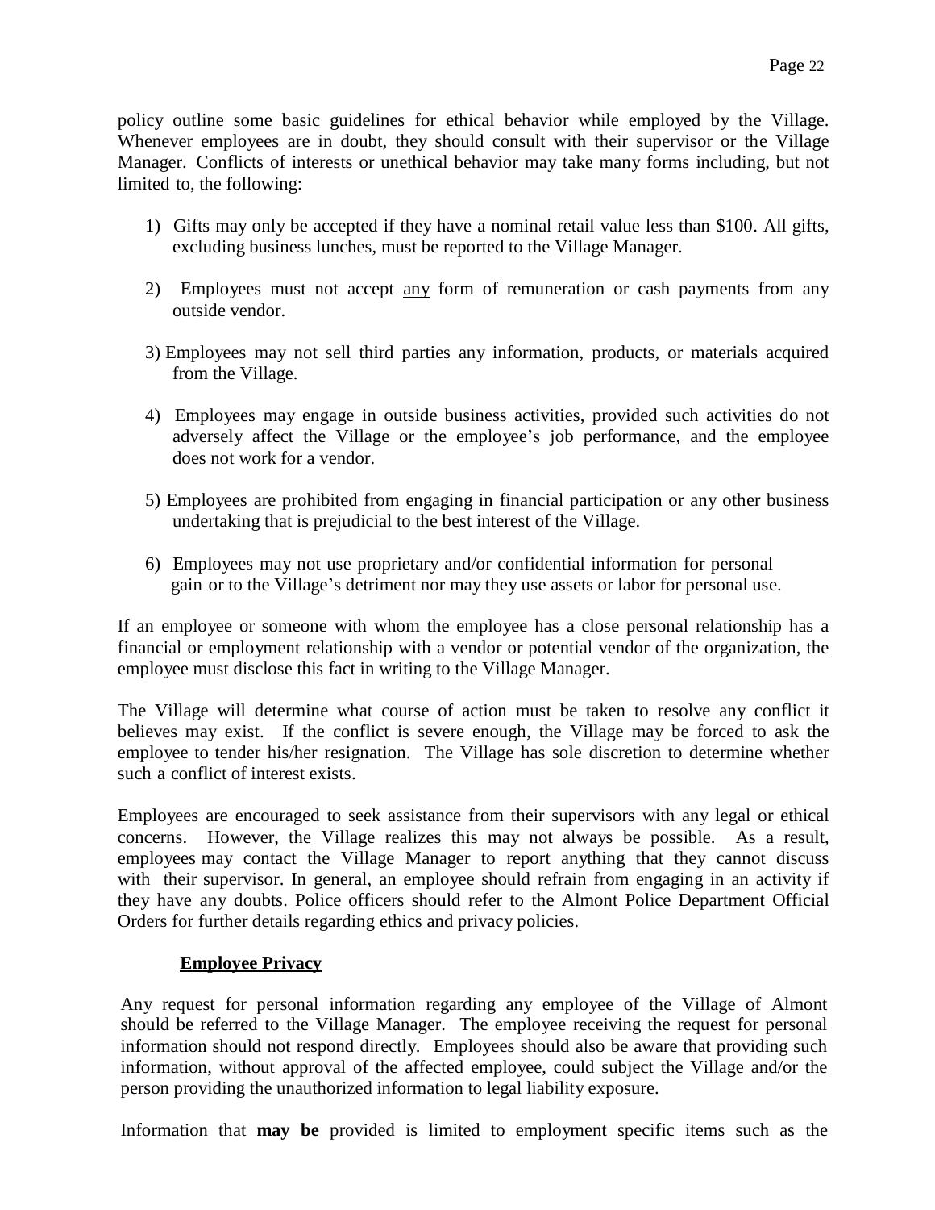policy outline some basic guidelines for ethical behavior while employed by the Village. Whenever employees are in doubt, they should consult with their supervisor or the Village Manager. Conflicts of interests or unethical behavior may take many forms including, but not limited to, the following:

1) Gifts may only be accepted if they have a nominal retail value less than $100. All gifts, excluding business lunches, must be reported to the Village Manager.
2) Employees must not accept <u>any</u> form of remuneration or cash payments from any outside vendor.
3) Employees may not sell third parties any information, products, or materials acquired from the Village.
4) Employees may engage in outside business activities, provided such activities do not adversely affect the Village or the employee's job performance, and the employee does not work for a vendor.
5) Employees are prohibited from engaging in financial participation or any other business undertaking that is prejudicial to the best interest of the Village.
6) Employees may not use proprietary and/or confidential information for personal gain or to the Village's detriment nor may they use assets or labor for personal use.

If an employee or someone with whom the employee has a close personal relationship has a financial or employment relationship with a vendor or potential vendor of the organization, the employee must disclose this fact in writing to the Village Manager.

The Village will determine what course of action must be taken to resolve any conflict it believes may exist. If the conflict is severe enough, the Village may be forced to ask the employee to tender his/her resignation. The Village has sole discretion to determine whether such a conflict of interest exists.

Employees are encouraged to seek assistance from their supervisors with any legal or ethical concerns. However, the Village realizes this may not always be possible. As a result, employees may contact the Village Manager to report anything that they cannot discuss with their supervisor. In general, an employee should refrain from engaging in an activity if they have any doubts. Police officers should refer to the Almont Police Department Official Orders for further details regarding ethics and privacy policies.

## Employee Privacy

Any request for personal information regarding any employee of the Village of Almont should be referred to the Village Manager. The employee receiving the request for personal information should not respond directly. Employees should also be aware that providing such information, without approval of the affected employee, could subject the Village and/or the person providing the unauthorized information to legal liability exposure.

Information that **may be** provided is limited to employment specific items such as the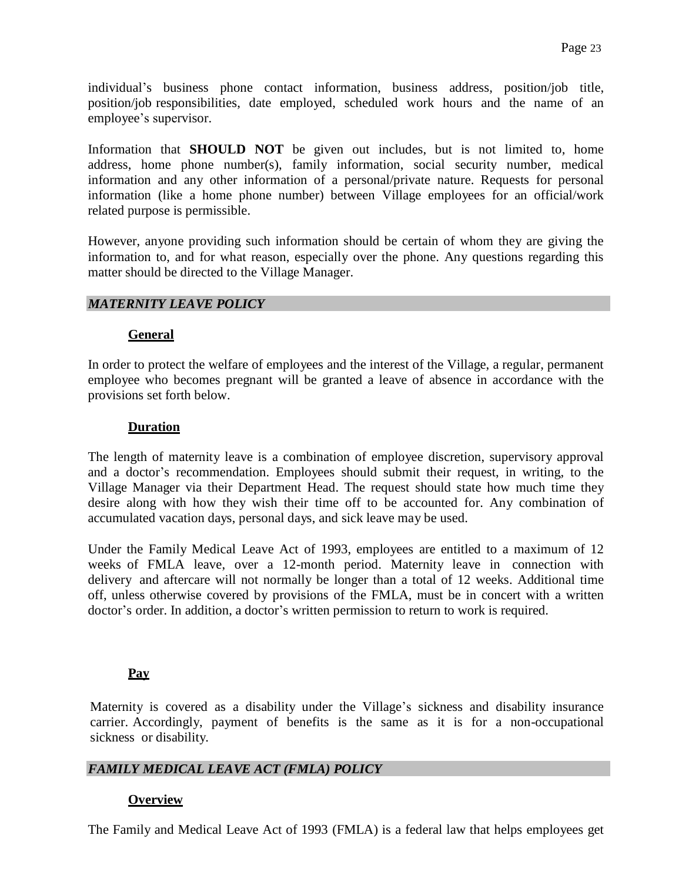individual's business phone contact information, business address, position/job title, position/job responsibilities, date employed, scheduled work hours and the name of an employee's supervisor.

Information that **SHOULD NOT** be given out includes, but is not limited to, home address, home phone number(s), family information, social security number, medical information and any other information of a personal/private nature. Requests for personal information (like a home phone number) between Village employees for an official/work related purpose is permissible.

However, anyone providing such information should be certain of whom they are giving the information to, and for what reason, especially over the phone. Any questions regarding this matter should be directed to the Village Manager.

## *MATERNITY LEAVE POLICY*

### General

In order to protect the welfare of employees and the interest of the Village, a regular, permanent employee who becomes pregnant will be granted a leave of absence in accordance with the provisions set forth below.

### Duration

The length of maternity leave is a combination of employee discretion, supervisory approval and a doctor's recommendation. Employees should submit their request, in writing, to the Village Manager via their Department Head. The request should state how much time they desire along with how they wish their time off to be accounted for. Any combination of accumulated vacation days, personal days, and sick leave may be used.

Under the Family Medical Leave Act of 1993, employees are entitled to a maximum of 12 weeks of FMLA leave, over a 12-month period. Maternity leave in connection with delivery and aftercare will not normally be longer than a total of 12 weeks. Additional time off, unless otherwise covered by provisions of the FMLA, must be in concert with a written doctor's order. In addition, a doctor's written permission to return to work is required.

### Pay

Maternity is covered as a disability under the Village's sickness and disability insurance carrier. Accordingly, payment of benefits is the same as it is for a non-occupational sickness or disability.

## *FAMILY MEDICAL LEAVE ACT (FMLA) POLICY*

### Overview

The Family and Medical Leave Act of 1993 (FMLA) is a federal law that helps employees get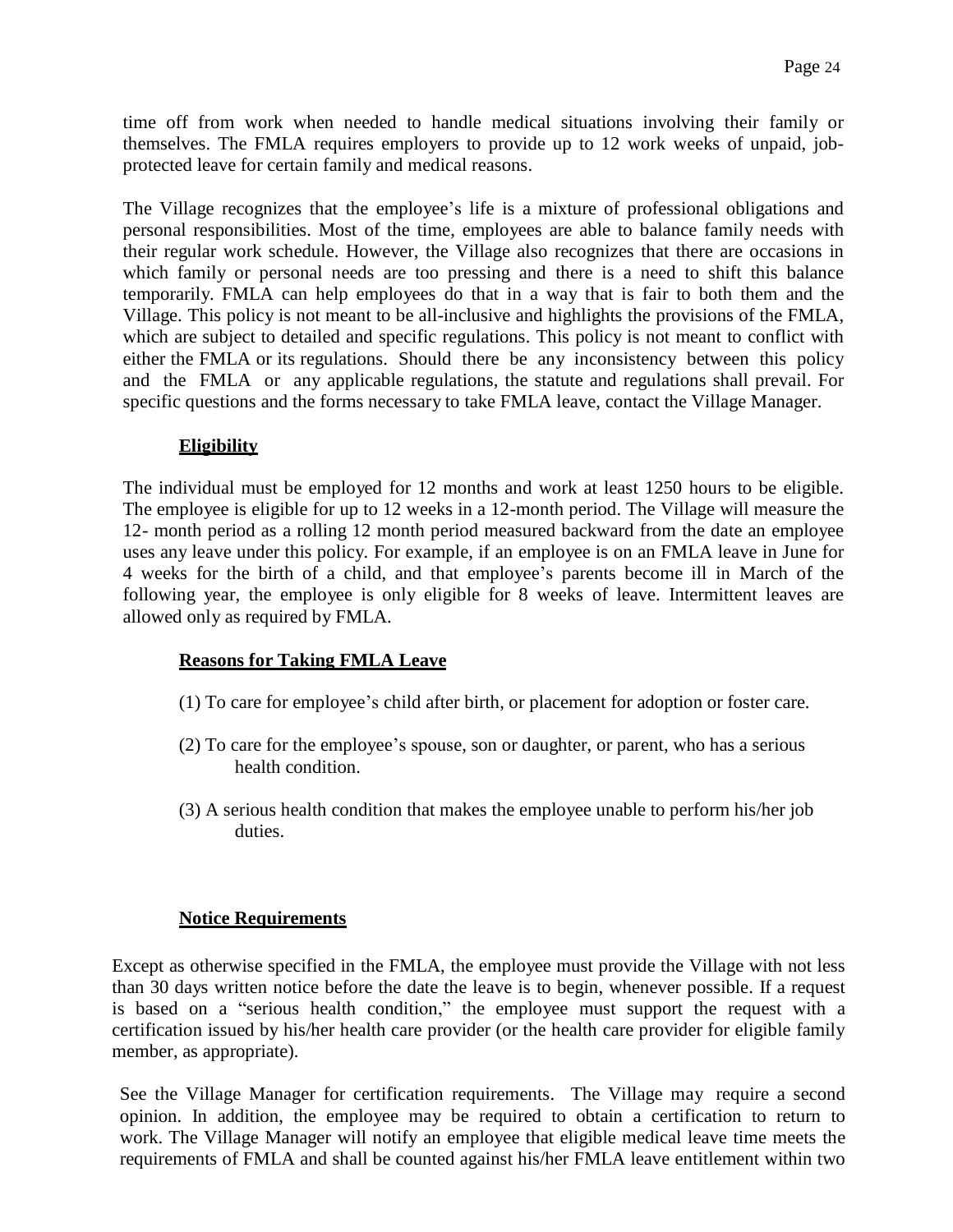time off from work when needed to handle medical situations involving their family or themselves. The FMLA requires employers to provide up to 12 work weeks of unpaid, job-protected leave for certain family and medical reasons.

The Village recognizes that the employee's life is a mixture of professional obligations and personal responsibilities. Most of the time, employees are able to balance family needs with their regular work schedule. However, the Village also recognizes that there are occasions in which family or personal needs are too pressing and there is a need to shift this balance temporarily. FMLA can help employees do that in a way that is fair to both them and the Village. This policy is not meant to be all-inclusive and highlights the provisions of the FMLA, which are subject to detailed and specific regulations. This policy is not meant to conflict with either the FMLA or its regulations. Should there be any inconsistency between this policy and the FMLA or any applicable regulations, the statute and regulations shall prevail. For specific questions and the forms necessary to take FMLA leave, contact the Village Manager.

**Eligibility**

The individual must be employed for 12 months and work at least 1250 hours to be eligible. The employee is eligible for up to 12 weeks in a 12-month period. The Village will measure the 12- month period as a rolling 12 month period measured backward from the date an employee uses any leave under this policy. For example, if an employee is on an FMLA leave in June for 4 weeks for the birth of a child, and that employee's parents become ill in March of the following year, the employee is only eligible for 8 weeks of leave. Intermittent leaves are allowed only as required by FMLA.

**Reasons for Taking FMLA Leave**

(1) To care for employee's child after birth, or placement for adoption or foster care.

(2) To care for the employee's spouse, son or daughter, or parent, who has a serious health condition.

(3) A serious health condition that makes the employee unable to perform his/her job duties.

**Notice Requirements**

Except as otherwise specified in the FMLA, the employee must provide the Village with not less than 30 days written notice before the date the leave is to begin, whenever possible. If a request is based on a "serious health condition," the employee must support the request with a certification issued by his/her health care provider (or the health care provider for eligible family member, as appropriate).

See the Village Manager for certification requirements. The Village may require a second opinion. In addition, the employee may be required to obtain a certification to return to work. The Village Manager will notify an employee that eligible medical leave time meets the requirements of FMLA and shall be counted against his/her FMLA leave entitlement within two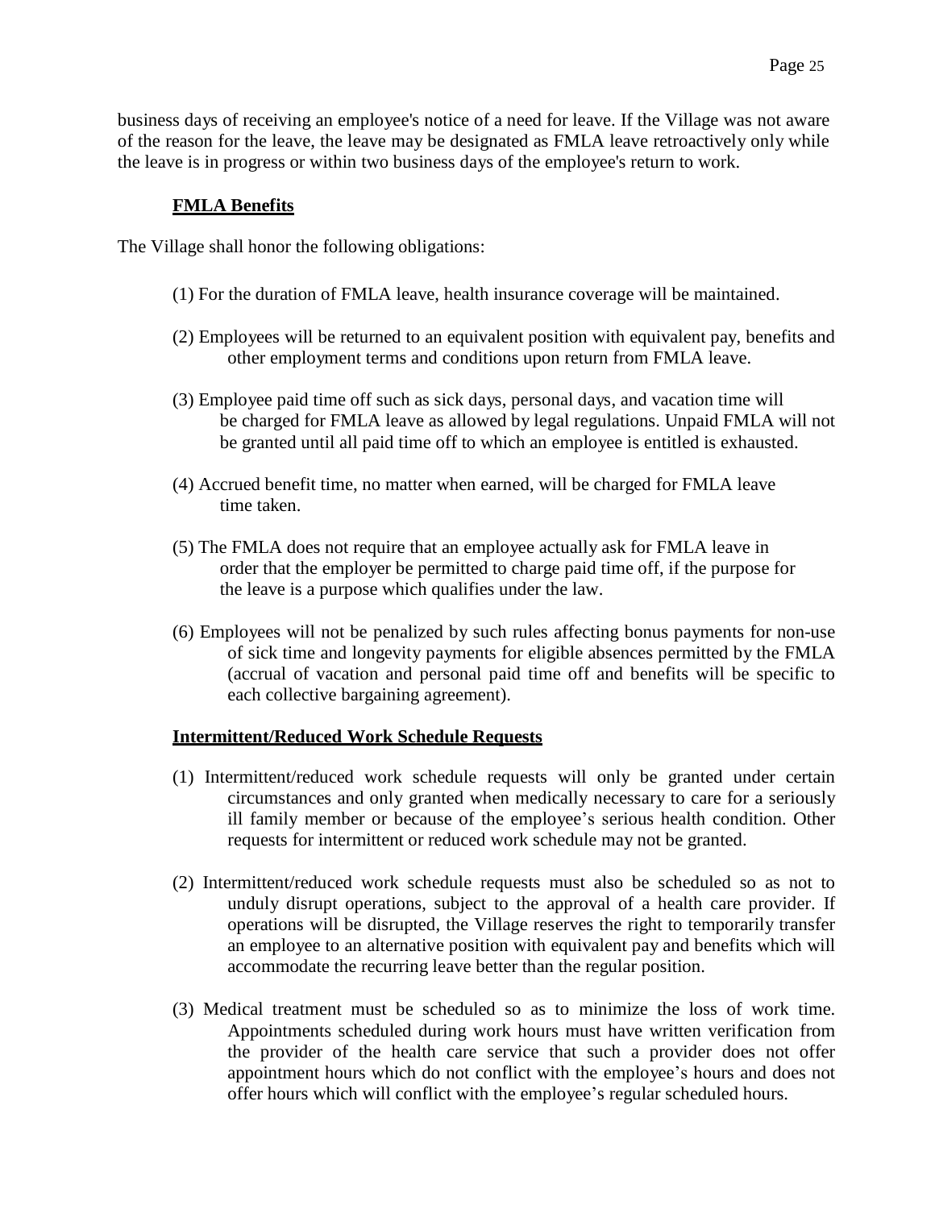business days of receiving an employee's notice of a need for leave. If the Village was not aware of the reason for the leave, the leave may be designated as FMLA leave retroactively only while the leave is in progress or within two business days of the employee's return to work.

**FMLA Benefits**

The Village shall honor the following obligations:

(1) For the duration of FMLA leave, health insurance coverage will be maintained.

(2) Employees will be returned to an equivalent position with equivalent pay, benefits and other employment terms and conditions upon return from FMLA leave.

(3) Employee paid time off such as sick days, personal days, and vacation time will be charged for FMLA leave as allowed by legal regulations. Unpaid FMLA will not be granted until all paid time off to which an employee is entitled is exhausted.

(4) Accrued benefit time, no matter when earned, will be charged for FMLA leave time taken.

(5) The FMLA does not require that an employee actually ask for FMLA leave in order that the employer be permitted to charge paid time off, if the purpose for the leave is a purpose which qualifies under the law.

(6) Employees will not be penalized by such rules affecting bonus payments for non-use of sick time and longevity payments for eligible absences permitted by the FMLA (accrual of vacation and personal paid time off and benefits will be specific to each collective bargaining agreement).

**Intermittent/Reduced Work Schedule Requests**

(1) Intermittent/reduced work schedule requests will only be granted under certain circumstances and only granted when medically necessary to care for a seriously ill family member or because of the employee's serious health condition. Other requests for intermittent or reduced work schedule may not be granted.

(2) Intermittent/reduced work schedule requests must also be scheduled so as not to unduly disrupt operations, subject to the approval of a health care provider. If operations will be disrupted, the Village reserves the right to temporarily transfer an employee to an alternative position with equivalent pay and benefits which will accommodate the recurring leave better than the regular position.

(3) Medical treatment must be scheduled so as to minimize the loss of work time. Appointments scheduled during work hours must have written verification from the provider of the health care service that such a provider does not offer appointment hours which do not conflict with the employee's hours and does not offer hours which will conflict with the employee's regular scheduled hours.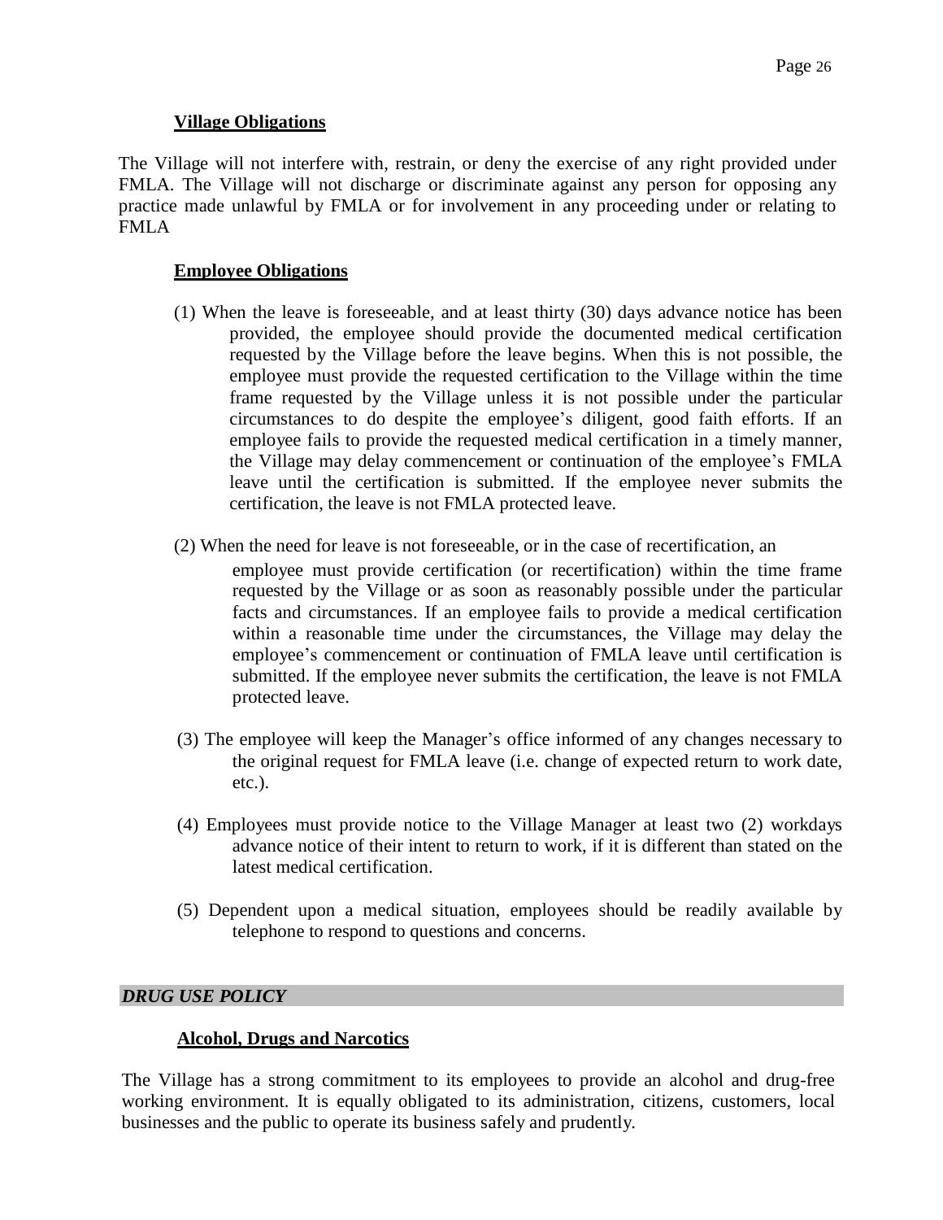### Village Obligations

The Village will not interfere with, restrain, or deny the exercise of any right provided under FMLA. The Village will not discharge or discriminate against any person for opposing any practice made unlawful by FMLA or for involvement in any proceeding under or relating to FMLA

### Employee Obligations

(1) When the leave is foreseeable, and at least thirty (30) days advance notice has been provided, the employee should provide the documented medical certification requested by the Village before the leave begins. When this is not possible, the employee must provide the requested certification to the Village within the time frame requested by the Village unless it is not possible under the particular circumstances to do despite the employee's diligent, good faith efforts. If an employee fails to provide the requested medical certification in a timely manner, the Village may delay commencement or continuation of the employee's FMLA leave until the certification is submitted. If the employee never submits the certification, the leave is not FMLA protected leave.

(2) When the need for leave is not foreseeable, or in the case of recertification, an employee must provide certification (or recertification) within the time frame requested by the Village or as soon as reasonably possible under the particular facts and circumstances. If an employee fails to provide a medical certification within a reasonable time under the circumstances, the Village may delay the employee's commencement or continuation of FMLA leave until certification is submitted. If the employee never submits the certification, the leave is not FMLA protected leave.

(3) The employee will keep the Manager's office informed of any changes necessary to the original request for FMLA leave (i.e. change of expected return to work date, etc.).

(4) Employees must provide notice to the Village Manager at least two (2) workdays advance notice of their intent to return to work, if it is different than stated on the latest medical certification.

(5) Dependent upon a medical situation, employees should be readily available by telephone to respond to questions and concerns.

## *DRUG USE POLICY*

### Alcohol, Drugs and Narcotics

The Village has a strong commitment to its employees to provide an alcohol and drug-free working environment. It is equally obligated to its administration, citizens, customers, local businesses and the public to operate its business safely and prudently.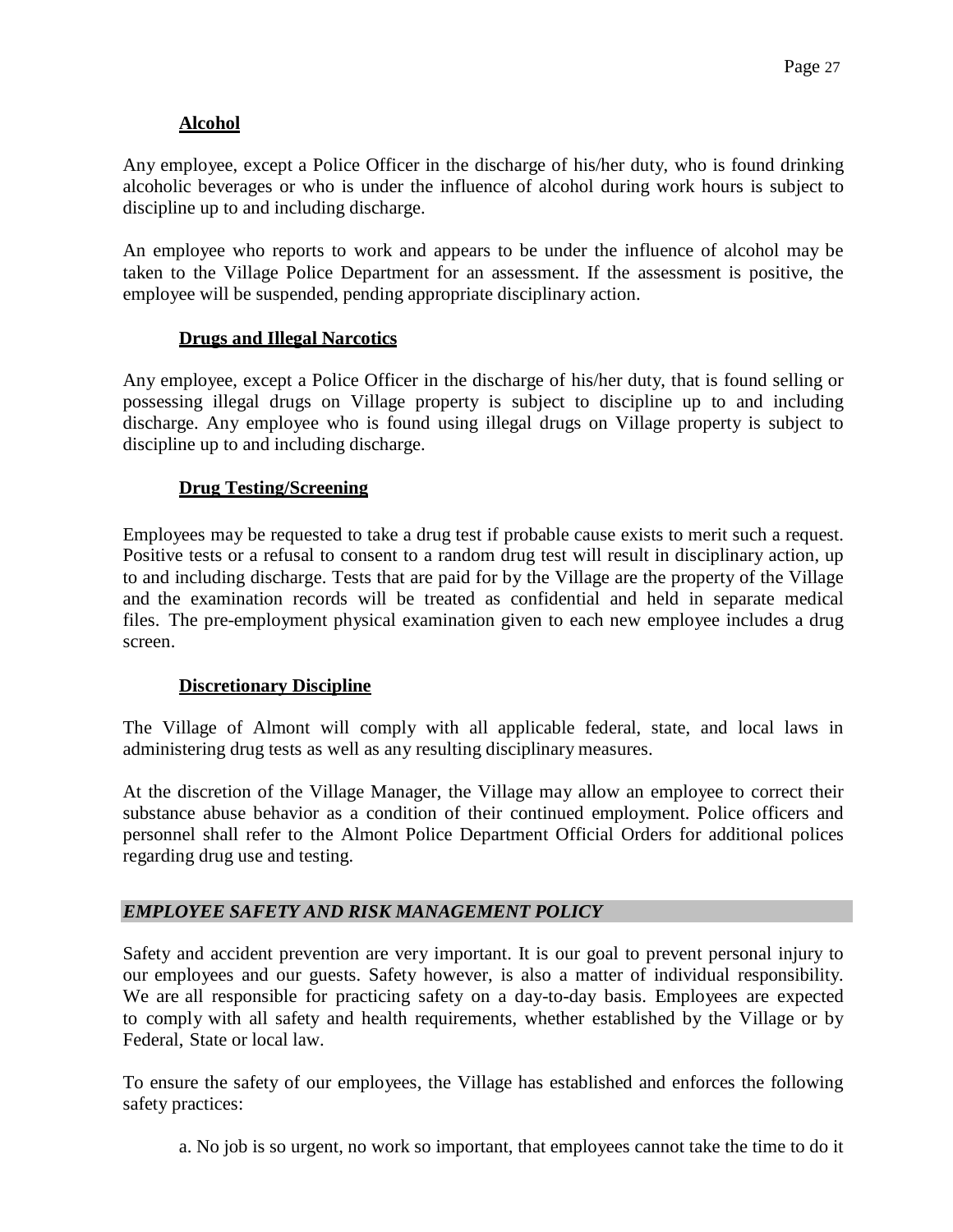### Alcohol

Any employee, except a Police Officer in the discharge of his/her duty, who is found drinking alcoholic beverages or who is under the influence of alcohol during work hours is subject to discipline up to and including discharge.

An employee who reports to work and appears to be under the influence of alcohol may be taken to the Village Police Department for an assessment. If the assessment is positive, the employee will be suspended, pending appropriate disciplinary action.

### Drugs and Illegal Narcotics

Any employee, except a Police Officer in the discharge of his/her duty, that is found selling or possessing illegal drugs on Village property is subject to discipline up to and including discharge. Any employee who is found using illegal drugs on Village property is subject to discipline up to and including discharge.

### Drug Testing/Screening

Employees may be requested to take a drug test if probable cause exists to merit such a request. Positive tests or a refusal to consent to a random drug test will result in disciplinary action, up to and including discharge. Tests that are paid for by the Village are the property of the Village and the examination records will be treated as confidential and held in separate medical files. The pre-employment physical examination given to each new employee includes a drug screen.

### Discretionary Discipline

The Village of Almont will comply with all applicable federal, state, and local laws in administering drug tests as well as any resulting disciplinary measures.

At the discretion of the Village Manager, the Village may allow an employee to correct their substance abuse behavior as a condition of their continued employment. Police officers and personnel shall refer to the Almont Police Department Official Orders for additional polices regarding drug use and testing.

## *EMPLOYEE SAFETY AND RISK MANAGEMENT POLICY*

Safety and accident prevention are very important. It is our goal to prevent personal injury to our employees and our guests. Safety however, is also a matter of individual responsibility. We are all responsible for practicing safety on a day-to-day basis. Employees are expected to comply with all safety and health requirements, whether established by the Village or by Federal, State or local law.

To ensure the safety of our employees, the Village has established and enforces the following safety practices:

a. No job is so urgent, no work so important, that employees cannot take the time to do it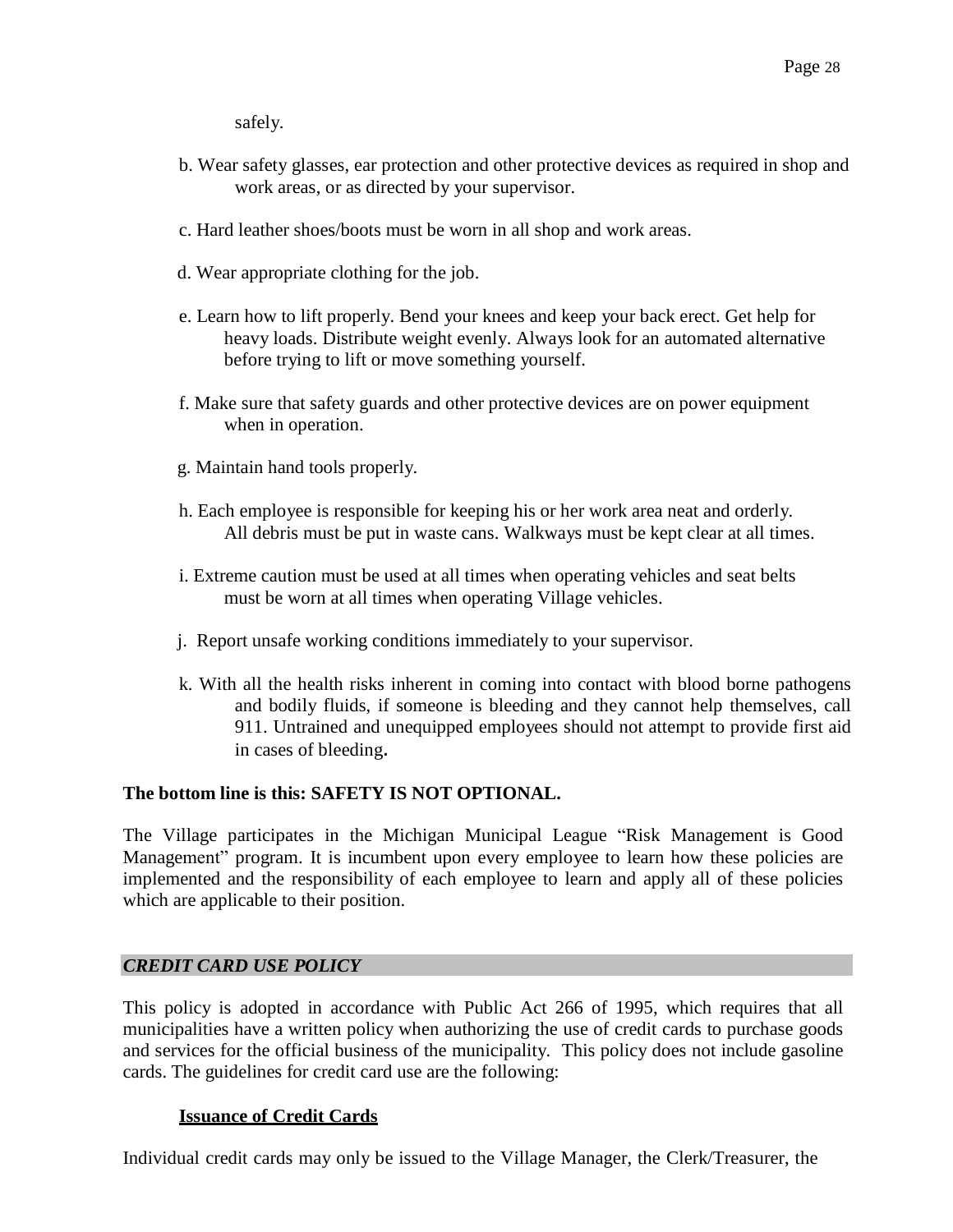safely.

b. Wear safety glasses, ear protection and other protective devices as required in shop and work areas, or as directed by your supervisor.

c. Hard leather shoes/boots must be worn in all shop and work areas.

d. Wear appropriate clothing for the job.

e. Learn how to lift properly. Bend your knees and keep your back erect. Get help for heavy loads. Distribute weight evenly. Always look for an automated alternative before trying to lift or move something yourself.

f. Make sure that safety guards and other protective devices are on power equipment when in operation.

g. Maintain hand tools properly.

h. Each employee is responsible for keeping his or her work area neat and orderly. All debris must be put in waste cans. Walkways must be kept clear at all times.

i. Extreme caution must be used at all times when operating vehicles and seat belts must be worn at all times when operating Village vehicles.

j. Report unsafe working conditions immediately to your supervisor.

k. With all the health risks inherent in coming into contact with blood borne pathogens and bodily fluids, if someone is bleeding and they cannot help themselves, call 911. Untrained and unequipped employees should not attempt to provide first aid in cases of bleeding.

**The bottom line is this: SAFETY IS NOT OPTIONAL.**

The Village participates in the Michigan Municipal League "Risk Management is Good Management" program. It is incumbent upon every employee to learn how these policies are implemented and the responsibility of each employee to learn and apply all of these policies which are applicable to their position.

## *CREDIT CARD USE POLICY*

This policy is adopted in accordance with Public Act 266 of 1995, which requires that all municipalities have a written policy when authorizing the use of credit cards to purchase goods and services for the official business of the municipality. This policy does not include gasoline cards. The guidelines for credit card use are the following:

### Issuance of Credit Cards

Individual credit cards may only be issued to the Village Manager, the Clerk/Treasurer, the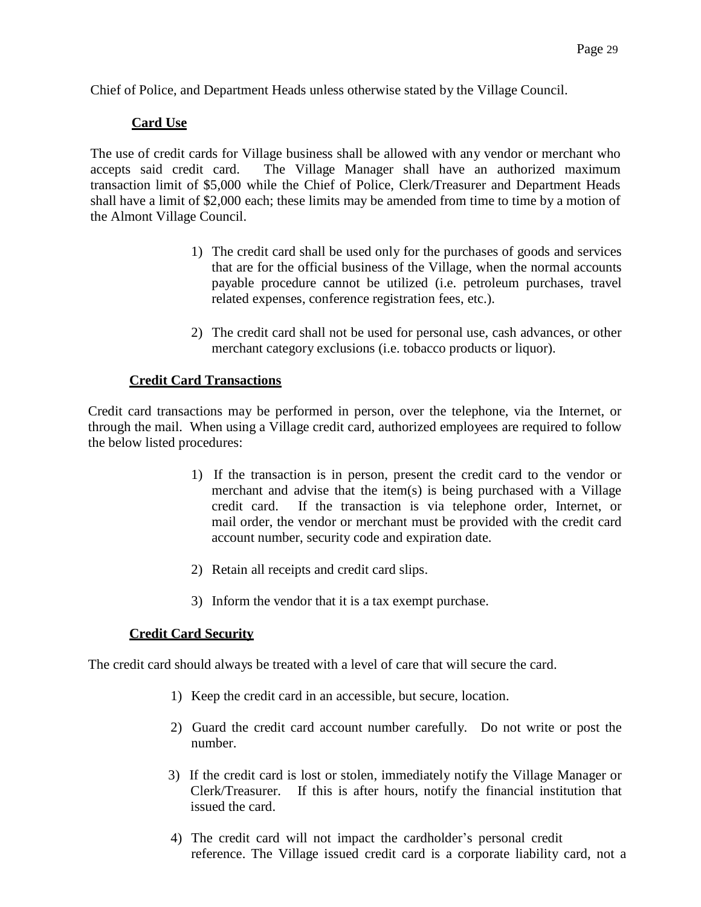Chief of Police, and Department Heads unless otherwise stated by the Village Council.

**Card Use**

The use of credit cards for Village business shall be allowed with any vendor or merchant who accepts said credit card. The Village Manager shall have an authorized maximum transaction limit of $5,000 while the Chief of Police, Clerk/Treasurer and Department Heads shall have a limit of $2,000 each; these limits may be amended from time to time by a motion of the Almont Village Council.

1) The credit card shall be used only for the purchases of goods and services that are for the official business of the Village, when the normal accounts payable procedure cannot be utilized (i.e. petroleum purchases, travel related expenses, conference registration fees, etc.).

2) The credit card shall not be used for personal use, cash advances, or other merchant category exclusions (i.e. tobacco products or liquor).

**Credit Card Transactions**

Credit card transactions may be performed in person, over the telephone, via the Internet, or through the mail. When using a Village credit card, authorized employees are required to follow the below listed procedures:

1) If the transaction is in person, present the credit card to the vendor or merchant and advise that the item(s) is being purchased with a Village credit card. If the transaction is via telephone order, Internet, or mail order, the vendor or merchant must be provided with the credit card account number, security code and expiration date.

2) Retain all receipts and credit card slips.

3) Inform the vendor that it is a tax exempt purchase.

**Credit Card Security**

The credit card should always be treated with a level of care that will secure the card.

1) Keep the credit card in an accessible, but secure, location.

2) Guard the credit card account number carefully. Do not write or post the number.

3) If the credit card is lost or stolen, immediately notify the Village Manager or Clerk/Treasurer. If this is after hours, notify the financial institution that issued the card.

4) The credit card will not impact the cardholder's personal credit reference. The Village issued credit card is a corporate liability card, not a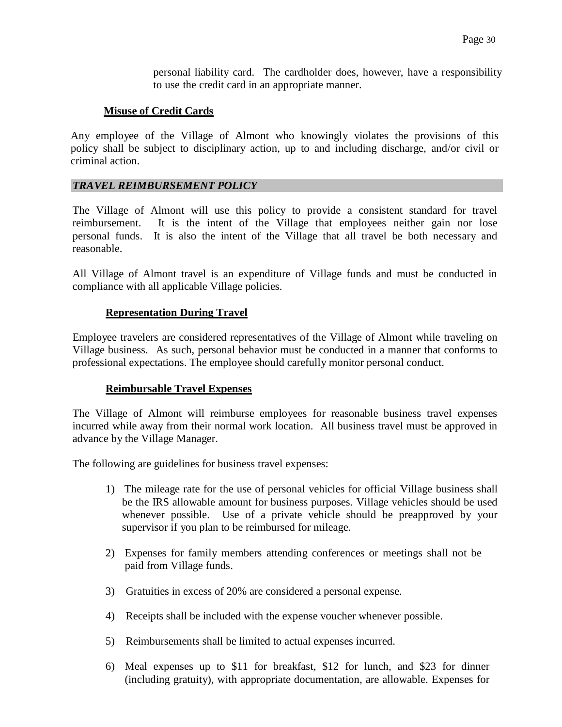personal liability card. The cardholder does, however, have a responsibility to use the credit card in an appropriate manner.

### Misuse of Credit Cards

Any employee of the Village of Almont who knowingly violates the provisions of this policy shall be subject to disciplinary action, up to and including discharge, and/or civil or criminal action.

## *TRAVEL REIMBURSEMENT POLICY*

The Village of Almont will use this policy to provide a consistent standard for travel reimbursement. It is the intent of the Village that employees neither gain nor lose personal funds. It is also the intent of the Village that all travel be both necessary and reasonable.

All Village of Almont travel is an expenditure of Village funds and must be conducted in compliance with all applicable Village policies.

### Representation During Travel

Employee travelers are considered representatives of the Village of Almont while traveling on Village business. As such, personal behavior must be conducted in a manner that conforms to professional expectations. The employee should carefully monitor personal conduct.

### Reimbursable Travel Expenses

The Village of Almont will reimburse employees for reasonable business travel expenses incurred while away from their normal work location. All business travel must be approved in advance by the Village Manager.

The following are guidelines for business travel expenses:

1) The mileage rate for the use of personal vehicles for official Village business shall be the IRS allowable amount for business purposes. Village vehicles should be used whenever possible. Use of a private vehicle should be preapproved by your supervisor if you plan to be reimbursed for mileage.

2) Expenses for family members attending conferences or meetings shall not be paid from Village funds.

3) Gratuities in excess of 20% are considered a personal expense.

4) Receipts shall be included with the expense voucher whenever possible.

5) Reimbursements shall be limited to actual expenses incurred.

6) Meal expenses up to $11 for breakfast, $12 for lunch, and $23 for dinner (including gratuity), with appropriate documentation, are allowable. Expenses for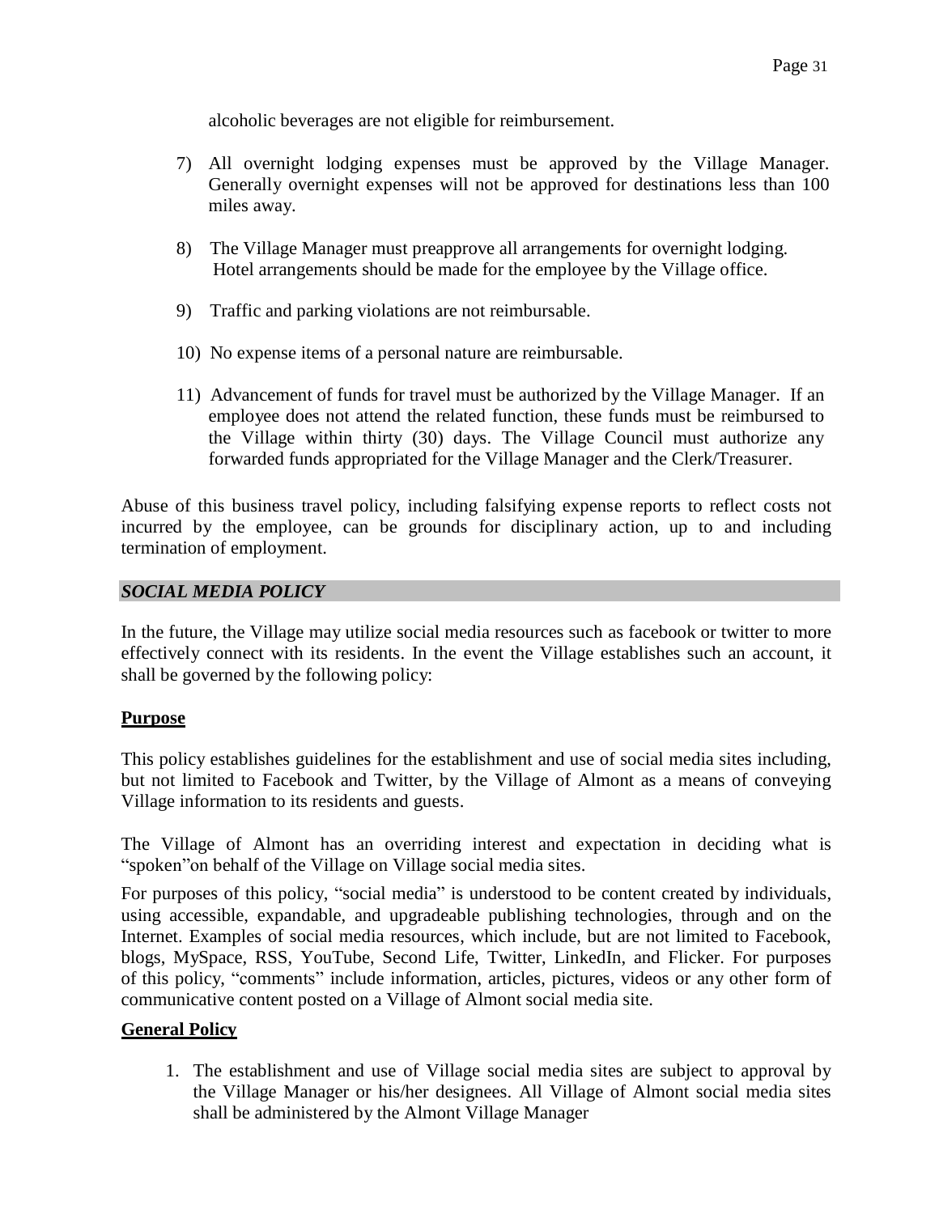alcoholic beverages are not eligible for reimbursement.

7) All overnight lodging expenses must be approved by the Village Manager. Generally overnight expenses will not be approved for destinations less than 100 miles away.

8) The Village Manager must preapprove all arrangements for overnight lodging. Hotel arrangements should be made for the employee by the Village office.

9) Traffic and parking violations are not reimbursable.

10) No expense items of a personal nature are reimbursable.

11) Advancement of funds for travel must be authorized by the Village Manager. If an employee does not attend the related function, these funds must be reimbursed to the Village within thirty (30) days. The Village Council must authorize any forwarded funds appropriated for the Village Manager and the Clerk/Treasurer.

Abuse of this business travel policy, including falsifying expense reports to reflect costs not incurred by the employee, can be grounds for disciplinary action, up to and including termination of employment.

## *SOCIAL MEDIA POLICY*

In the future, the Village may utilize social media resources such as facebook or twitter to more effectively connect with its residents. In the event the Village establishes such an account, it shall be governed by the following policy:

### Purpose

This policy establishes guidelines for the establishment and use of social media sites including, but not limited to Facebook and Twitter, by the Village of Almont as a means of conveying Village information to its residents and guests.

The Village of Almont has an overriding interest and expectation in deciding what is "spoken"on behalf of the Village on Village social media sites.

For purposes of this policy, "social media" is understood to be content created by individuals, using accessible, expandable, and upgradeable publishing technologies, through and on the Internet. Examples of social media resources, which include, but are not limited to Facebook, blogs, MySpace, RSS, YouTube, Second Life, Twitter, LinkedIn, and Flicker. For purposes of this policy, "comments" include information, articles, pictures, videos or any other form of communicative content posted on a Village of Almont social media site.

### General Policy

1. The establishment and use of Village social media sites are subject to approval by the Village Manager or his/her designees. All Village of Almont social media sites shall be administered by the Almont Village Manager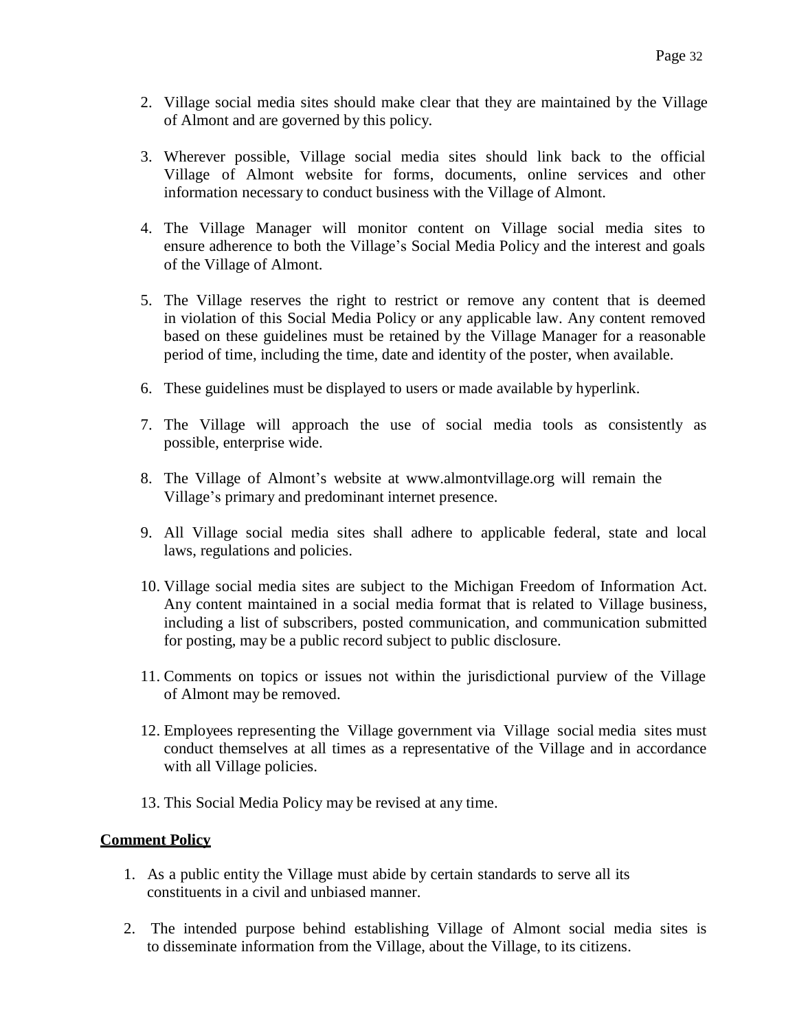2. Village social media sites should make clear that they are maintained by the Village of Almont and are governed by this policy.

3. Wherever possible, Village social media sites should link back to the official Village of Almont website for forms, documents, online services and other information necessary to conduct business with the Village of Almont.

4. The Village Manager will monitor content on Village social media sites to ensure adherence to both the Village's Social Media Policy and the interest and goals of the Village of Almont.

5. The Village reserves the right to restrict or remove any content that is deemed in violation of this Social Media Policy or any applicable law. Any content removed based on these guidelines must be retained by the Village Manager for a reasonable period of time, including the time, date and identity of the poster, when available.

6. These guidelines must be displayed to users or made available by hyperlink.

7. The Village will approach the use of social media tools as consistently as possible, enterprise wide.

8. The Village of Almont's website at www.almontvillage.org will remain the Village's primary and predominant internet presence.

9. All Village social media sites shall adhere to applicable federal, state and local laws, regulations and policies.

10. Village social media sites are subject to the Michigan Freedom of Information Act. Any content maintained in a social media format that is related to Village business, including a list of subscribers, posted communication, and communication submitted for posting, may be a public record subject to public disclosure.

11. Comments on topics or issues not within the jurisdictional purview of the Village of Almont may be removed.

12. Employees representing the Village government via Village social media sites must conduct themselves at all times as a representative of the Village and in accordance with all Village policies.

13. This Social Media Policy may be revised at any time.

**Comment Policy**

1. As a public entity the Village must abide by certain standards to serve all its constituents in a civil and unbiased manner.

2. The intended purpose behind establishing Village of Almont social media sites is to disseminate information from the Village, about the Village, to its citizens.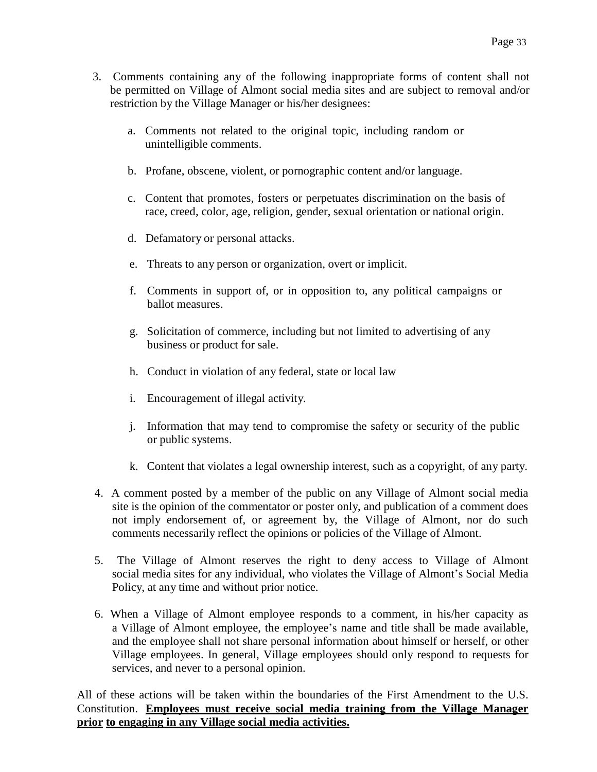3. Comments containing any of the following inappropriate forms of content shall not be permitted on Village of Almont social media sites and are subject to removal and/or restriction by the Village Manager or his/her designees:

   a. Comments not related to the original topic, including random or unintelligible comments.

   b. Profane, obscene, violent, or pornographic content and/or language.

   c. Content that promotes, fosters or perpetuates discrimination on the basis of race, creed, color, age, religion, gender, sexual orientation or national origin.

   d. Defamatory or personal attacks.

   e. Threats to any person or organization, overt or implicit.

   f. Comments in support of, or in opposition to, any political campaigns or ballot measures.

   g. Solicitation of commerce, including but not limited to advertising of any business or product for sale.

   h. Conduct in violation of any federal, state or local law

   i. Encouragement of illegal activity.

   j. Information that may tend to compromise the safety or security of the public or public systems.

   k. Content that violates a legal ownership interest, such as a copyright, of any party.

4. A comment posted by a member of the public on any Village of Almont social media site is the opinion of the commentator or poster only, and publication of a comment does not imply endorsement of, or agreement by, the Village of Almont, nor do such comments necessarily reflect the opinions or policies of the Village of Almont.

5. The Village of Almont reserves the right to deny access to Village of Almont social media sites for any individual, who violates the Village of Almont's Social Media Policy, at any time and without prior notice.

6. When a Village of Almont employee responds to a comment, in his/her capacity as a Village of Almont employee, the employee's name and title shall be made available, and the employee shall not share personal information about himself or herself, or other Village employees. In general, Village employees should only respond to requests for services, and never to a personal opinion.

All of these actions will be taken within the boundaries of the First Amendment to the U.S. Constitution. **Employees must receive social media training from the Village Manager prior to engaging in any Village social media activities.**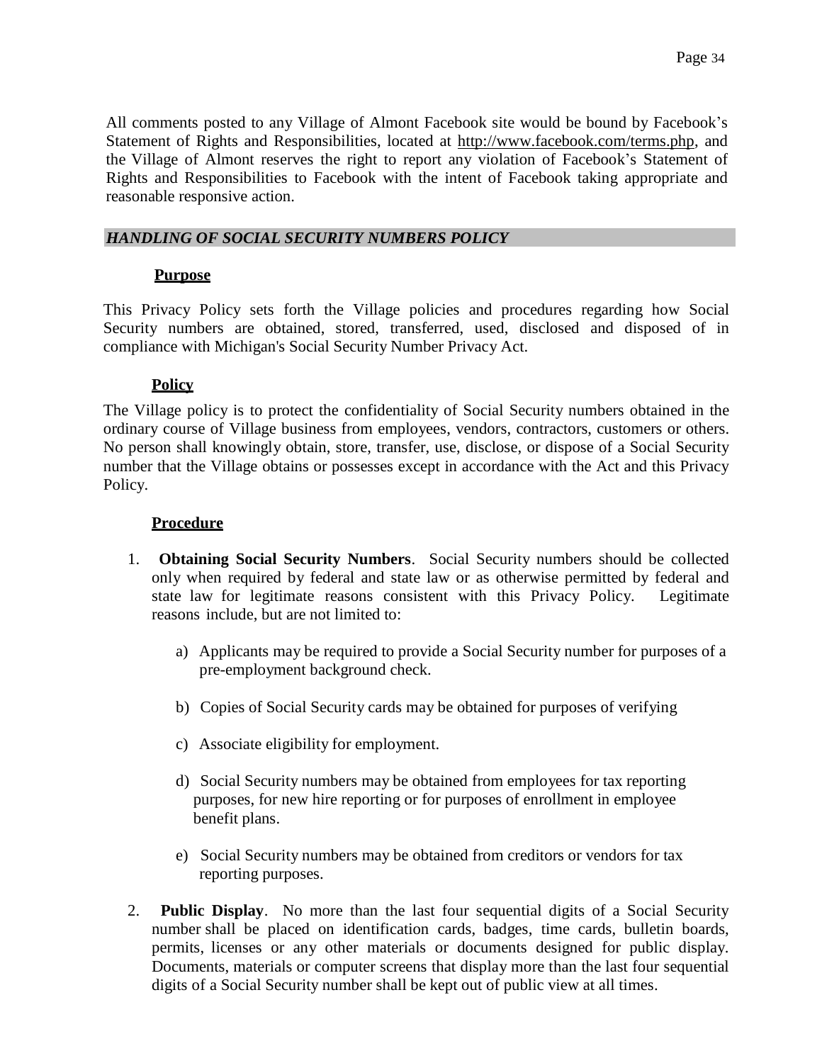All comments posted to any Village of Almont Facebook site would be bound by Facebook's Statement of Rights and Responsibilities, located at http://www.facebook.com/terms.php, and the Village of Almont reserves the right to report any violation of Facebook's Statement of Rights and Responsibilities to Facebook with the intent of Facebook taking appropriate and reasonable responsive action.

## *HANDLING OF SOCIAL SECURITY NUMBERS POLICY*

### Purpose

This Privacy Policy sets forth the Village policies and procedures regarding how Social Security numbers are obtained, stored, transferred, used, disclosed and disposed of in compliance with Michigan's Social Security Number Privacy Act.

### Policy

The Village policy is to protect the confidentiality of Social Security numbers obtained in the ordinary course of Village business from employees, vendors, contractors, customers or others. No person shall knowingly obtain, store, transfer, use, disclose, or dispose of a Social Security number that the Village obtains or possesses except in accordance with the Act and this Privacy Policy.

### Procedure

1. **Obtaining Social Security Numbers**. Social Security numbers should be collected only when required by federal and state law or as otherwise permitted by federal and state law for legitimate reasons consistent with this Privacy Policy. Legitimate reasons include, but are not limited to:

    a) Applicants may be required to provide a Social Security number for purposes of a pre-employment background check.

    b) Copies of Social Security cards may be obtained for purposes of verifying

    c) Associate eligibility for employment.

    d) Social Security numbers may be obtained from employees for tax reporting purposes, for new hire reporting or for purposes of enrollment in employee benefit plans.

    e) Social Security numbers may be obtained from creditors or vendors for tax reporting purposes.

2. **Public Display**. No more than the last four sequential digits of a Social Security number shall be placed on identification cards, badges, time cards, bulletin boards, permits, licenses or any other materials or documents designed for public display. Documents, materials or computer screens that display more than the last four sequential digits of a Social Security number shall be kept out of public view at all times.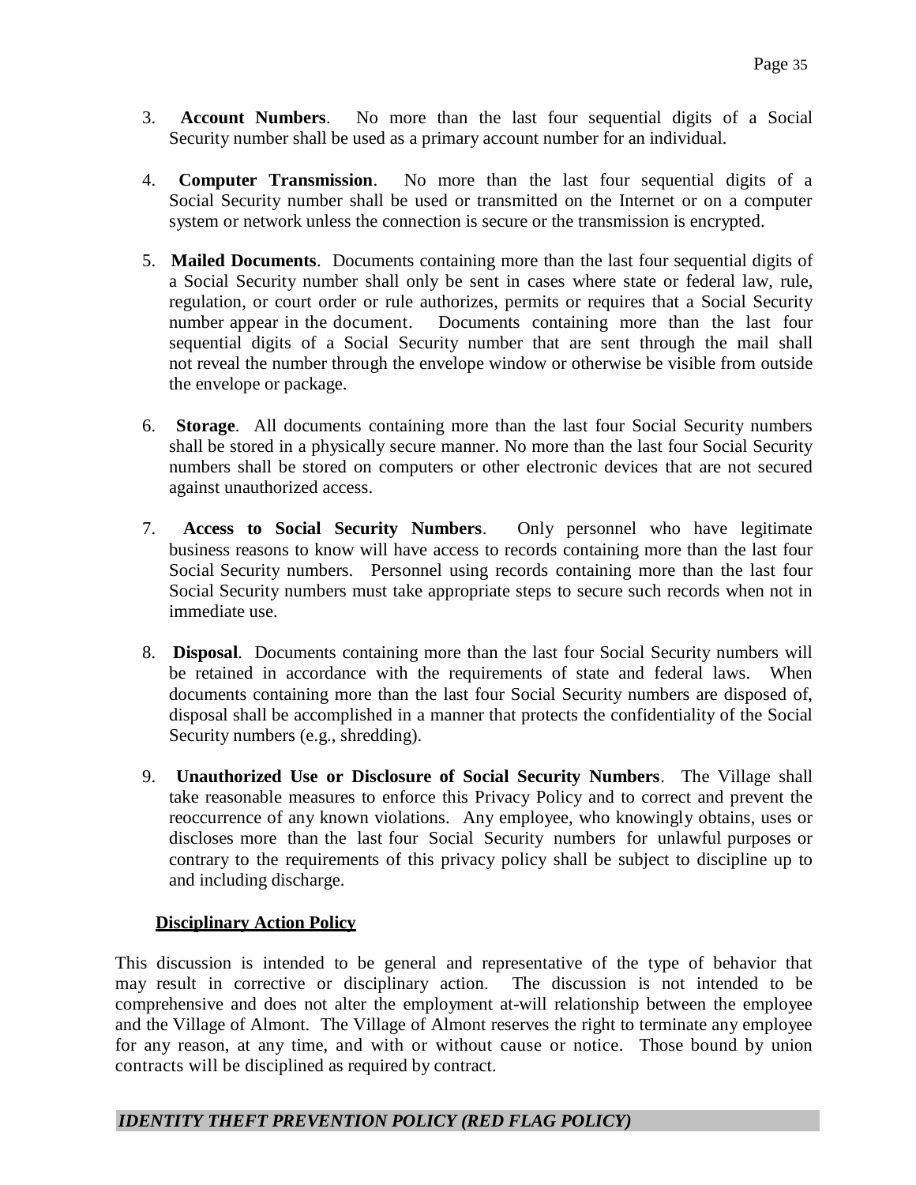3. **Account Numbers**. No more than the last four sequential digits of a Social Security number shall be used as a primary account number for an individual.

4. **Computer Transmission**. No more than the last four sequential digits of a Social Security number shall be used or transmitted on the Internet or on a computer system or network unless the connection is secure or the transmission is encrypted.

5. **Mailed Documents**. Documents containing more than the last four sequential digits of a Social Security number shall only be sent in cases where state or federal law, rule, regulation, or court order or rule authorizes, permits or requires that a Social Security number appear in the document. Documents containing more than the last four sequential digits of a Social Security number that are sent through the mail shall not reveal the number through the envelope window or otherwise be visible from outside the envelope or package.

6. **Storage**. All documents containing more than the last four Social Security numbers shall be stored in a physically secure manner. No more than the last four Social Security numbers shall be stored on computers or other electronic devices that are not secured against unauthorized access.

7. **Access to Social Security Numbers**. Only personnel who have legitimate business reasons to know will have access to records containing more than the last four Social Security numbers. Personnel using records containing more than the last four Social Security numbers must take appropriate steps to secure such records when not in immediate use.

8. **Disposal**. Documents containing more than the last four Social Security numbers will be retained in accordance with the requirements of state and federal laws. When documents containing more than the last four Social Security numbers are disposed of, disposal shall be accomplished in a manner that protects the confidentiality of the Social Security numbers (e.g., shredding).

9. **Unauthorized Use or Disclosure of Social Security Numbers**. The Village shall take reasonable measures to enforce this Privacy Policy and to correct and prevent the reoccurrence of any known violations. Any employee, who knowingly obtains, uses or discloses more than the last four Social Security numbers for unlawful purposes or contrary to the requirements of this privacy policy shall be subject to discipline up to and including discharge.

**Disciplinary Action Policy**

This discussion is intended to be general and representative of the type of behavior that may result in corrective or disciplinary action. The discussion is not intended to be comprehensive and does not alter the employment at-will relationship between the employee and the Village of Almont. The Village of Almont reserves the right to terminate any employee for any reason, at any time, and with or without cause or notice. Those bound by union contracts will be disciplined as required by contract.

## *IDENTITY THEFT PREVENTION POLICY (RED FLAG POLICY)*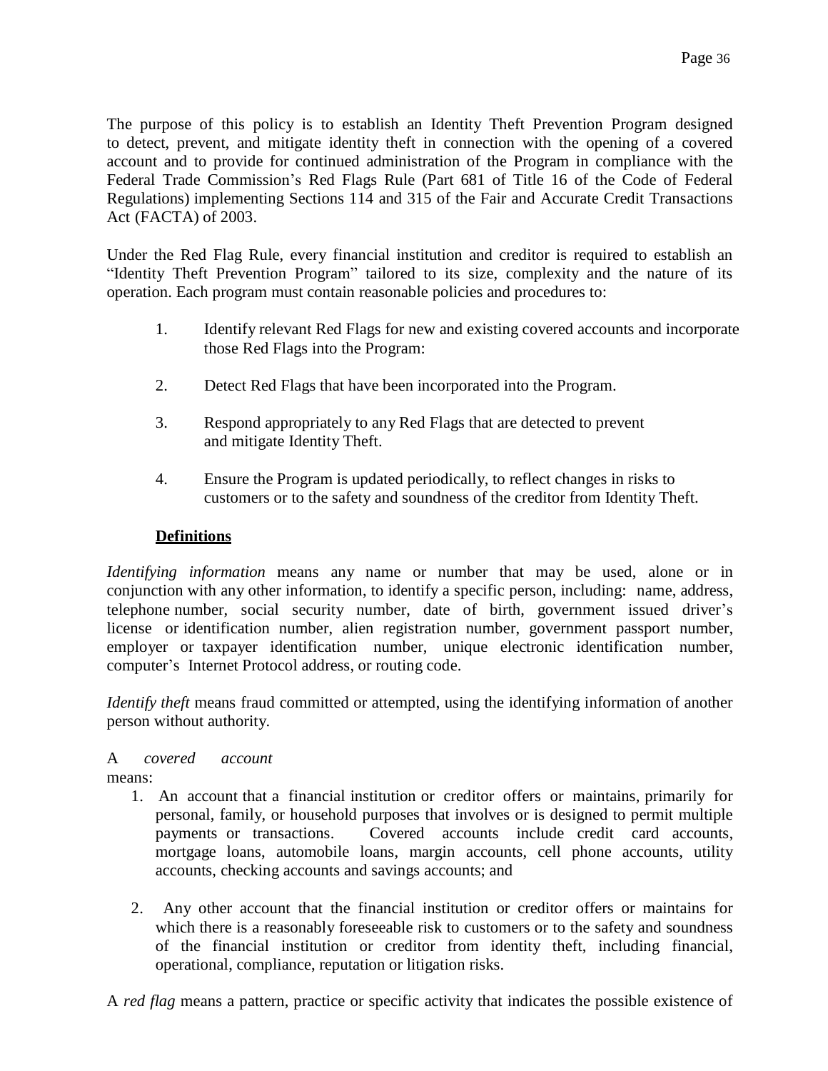The purpose of this policy is to establish an Identity Theft Prevention Program designed to detect, prevent, and mitigate identity theft in connection with the opening of a covered account and to provide for continued administration of the Program in compliance with the Federal Trade Commission's Red Flags Rule (Part 681 of Title 16 of the Code of Federal Regulations) implementing Sections 114 and 315 of the Fair and Accurate Credit Transactions Act (FACTA) of 2003.

Under the Red Flag Rule, every financial institution and creditor is required to establish an "Identity Theft Prevention Program" tailored to its size, complexity and the nature of its operation. Each program must contain reasonable policies and procedures to:

1. Identify relevant Red Flags for new and existing covered accounts and incorporate those Red Flags into the Program:
2. Detect Red Flags that have been incorporated into the Program.
3. Respond appropriately to any Red Flags that are detected to prevent and mitigate Identity Theft.
4. Ensure the Program is updated periodically, to reflect changes in risks to customers or to the safety and soundness of the creditor from Identity Theft.

## Definitions

*Identifying information* means any name or number that may be used, alone or in conjunction with any other information, to identify a specific person, including: name, address, telephone number, social security number, date of birth, government issued driver's license or identification number, alien registration number, government passport number, employer or taxpayer identification number, unique electronic identification number, computer's Internet Protocol address, or routing code.

*Identify theft* means fraud committed or attempted, using the identifying information of another person without authority.

A *covered account* means:

1. An account that a financial institution or creditor offers or maintains, primarily for personal, family, or household purposes that involves or is designed to permit multiple payments or transactions. Covered accounts include credit card accounts, mortgage loans, automobile loans, margin accounts, cell phone accounts, utility accounts, checking accounts and savings accounts; and
2. Any other account that the financial institution or creditor offers or maintains for which there is a reasonably foreseeable risk to customers or to the safety and soundness of the financial institution or creditor from identity theft, including financial, operational, compliance, reputation or litigation risks.

A *red flag* means a pattern, practice or specific activity that indicates the possible existence of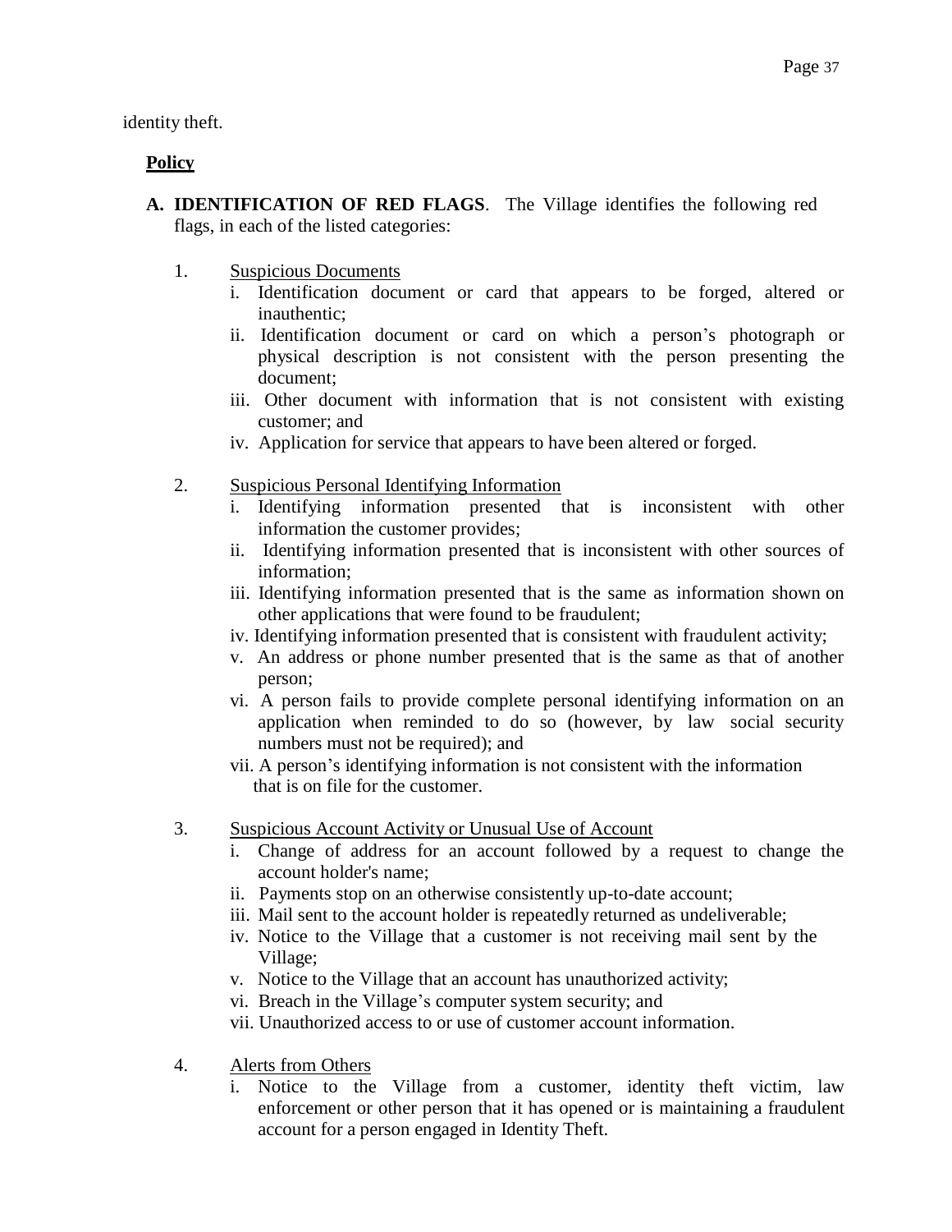identity theft.

**Policy**

**A. IDENTIFICATION OF RED FLAGS**. The Village identifies the following red flags, in each of the listed categories:

1. Suspicious Documents
   - i. Identification document or card that appears to be forged, altered or inauthentic;
   - ii. Identification document or card on which a person's photograph or physical description is not consistent with the person presenting the document;
   - iii. Other document with information that is not consistent with existing customer; and
   - iv. Application for service that appears to have been altered or forged.

2. Suspicious Personal Identifying Information
   - i. Identifying information presented that is inconsistent with other information the customer provides;
   - ii. Identifying information presented that is inconsistent with other sources of information;
   - iii. Identifying information presented that is the same as information shown on other applications that were found to be fraudulent;
   - iv. Identifying information presented that is consistent with fraudulent activity;
   - v. An address or phone number presented that is the same as that of another person;
   - vi. A person fails to provide complete personal identifying information on an application when reminded to do so (however, by law social security numbers must not be required); and
   - vii. A person's identifying information is not consistent with the information that is on file for the customer.

3. Suspicious Account Activity or Unusual Use of Account
   - i. Change of address for an account followed by a request to change the account holder's name;
   - ii. Payments stop on an otherwise consistently up-to-date account;
   - iii. Mail sent to the account holder is repeatedly returned as undeliverable;
   - iv. Notice to the Village that a customer is not receiving mail sent by the Village;
   - v. Notice to the Village that an account has unauthorized activity;
   - vi. Breach in the Village's computer system security; and
   - vii. Unauthorized access to or use of customer account information.

4. Alerts from Others
   - i. Notice to the Village from a customer, identity theft victim, law enforcement or other person that it has opened or is maintaining a fraudulent account for a person engaged in Identity Theft.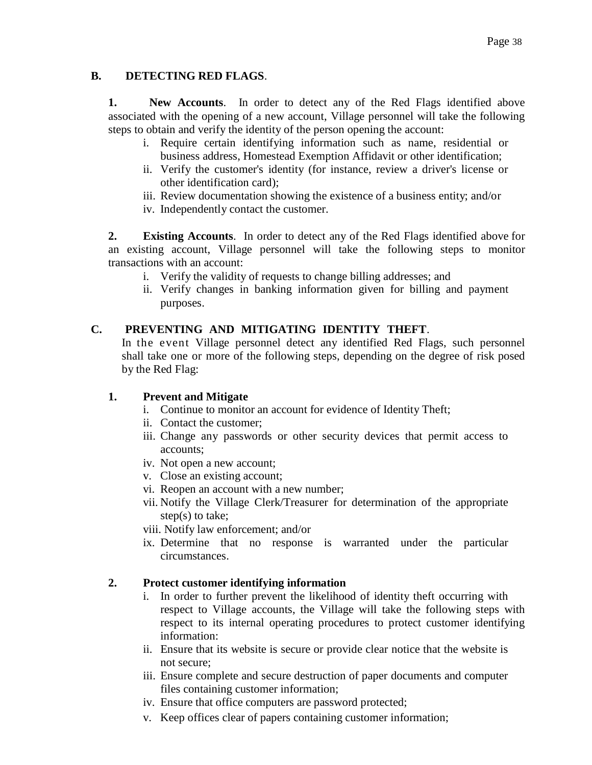## B. DETECTING RED FLAGS.

**1. New Accounts**. In order to detect any of the Red Flags identified above associated with the opening of a new account, Village personnel will take the following steps to obtain and verify the identity of the person opening the account:

i. Require certain identifying information such as name, residential or business address, Homestead Exemption Affidavit or other identification;
ii. Verify the customer's identity (for instance, review a driver's license or other identification card);
iii. Review documentation showing the existence of a business entity; and/or
iv. Independently contact the customer.

**2. Existing Accounts**. In order to detect any of the Red Flags identified above for an existing account, Village personnel will take the following steps to monitor transactions with an account:

i. Verify the validity of requests to change billing addresses; and
ii. Verify changes in banking information given for billing and payment purposes.

## C. PREVENTING AND MITIGATING IDENTITY THEFT.

In the event Village personnel detect any identified Red Flags, such personnel shall take one or more of the following steps, depending on the degree of risk posed by the Red Flag:

**1. Prevent and Mitigate**

i. Continue to monitor an account for evidence of Identity Theft;
ii. Contact the customer;
iii. Change any passwords or other security devices that permit access to accounts;
iv. Not open a new account;
v. Close an existing account;
vi. Reopen an account with a new number;
vii. Notify the Village Clerk/Treasurer for determination of the appropriate step(s) to take;
viii. Notify law enforcement; and/or
ix. Determine that no response is warranted under the particular circumstances.

**2. Protect customer identifying information**

i. In order to further prevent the likelihood of identity theft occurring with respect to Village accounts, the Village will take the following steps with respect to its internal operating procedures to protect customer identifying information:
ii. Ensure that its website is secure or provide clear notice that the website is not secure;
iii. Ensure complete and secure destruction of paper documents and computer files containing customer information;
iv. Ensure that office computers are password protected;
v. Keep offices clear of papers containing customer information;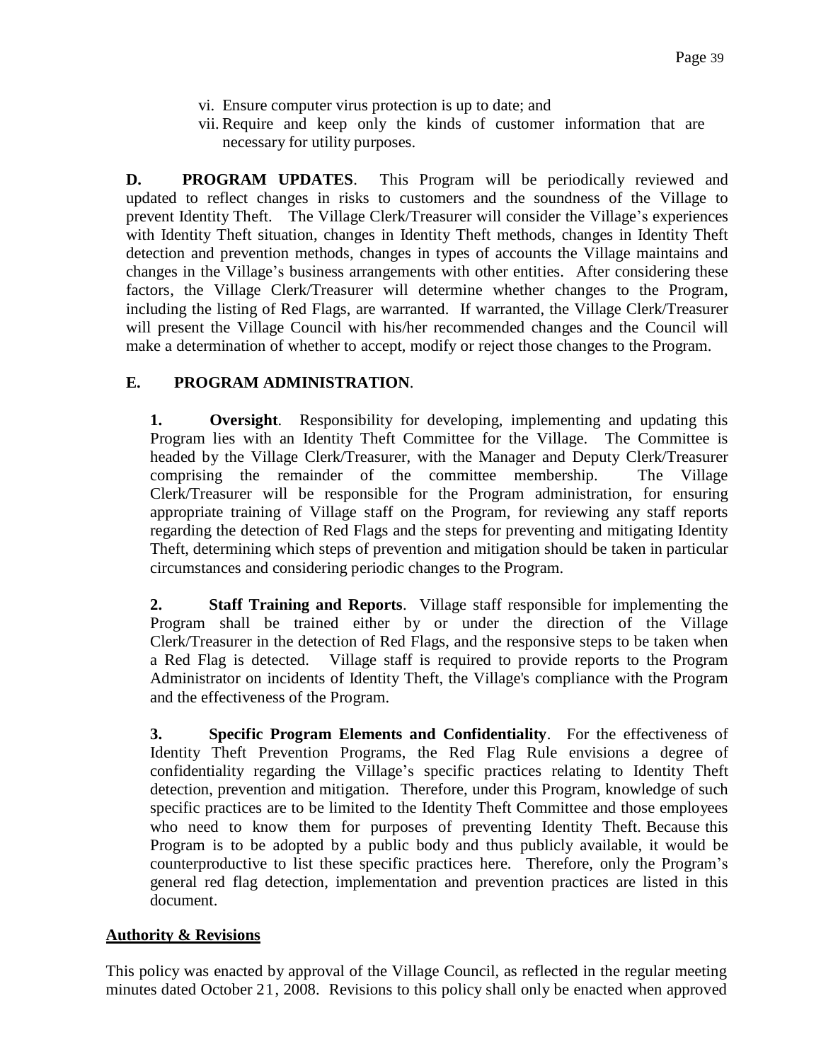vi. Ensure computer virus protection is up to date; and
vii. Require and keep only the kinds of customer information that are necessary for utility purposes.

**D. PROGRAM UPDATES**. This Program will be periodically reviewed and updated to reflect changes in risks to customers and the soundness of the Village to prevent Identity Theft. The Village Clerk/Treasurer will consider the Village's experiences with Identity Theft situation, changes in Identity Theft methods, changes in Identity Theft detection and prevention methods, changes in types of accounts the Village maintains and changes in the Village's business arrangements with other entities. After considering these factors, the Village Clerk/Treasurer will determine whether changes to the Program, including the listing of Red Flags, are warranted. If warranted, the Village Clerk/Treasurer will present the Village Council with his/her recommended changes and the Council will make a determination of whether to accept, modify or reject those changes to the Program.

**E. PROGRAM ADMINISTRATION**.

**1. Oversight**. Responsibility for developing, implementing and updating this Program lies with an Identity Theft Committee for the Village. The Committee is headed by the Village Clerk/Treasurer, with the Manager and Deputy Clerk/Treasurer comprising the remainder of the committee membership. The Village Clerk/Treasurer will be responsible for the Program administration, for ensuring appropriate training of Village staff on the Program, for reviewing any staff reports regarding the detection of Red Flags and the steps for preventing and mitigating Identity Theft, determining which steps of prevention and mitigation should be taken in particular circumstances and considering periodic changes to the Program.

**2. Staff Training and Reports**. Village staff responsible for implementing the Program shall be trained either by or under the direction of the Village Clerk/Treasurer in the detection of Red Flags, and the responsive steps to be taken when a Red Flag is detected. Village staff is required to provide reports to the Program Administrator on incidents of Identity Theft, the Village's compliance with the Program and the effectiveness of the Program.

**3. Specific Program Elements and Confidentiality**. For the effectiveness of Identity Theft Prevention Programs, the Red Flag Rule envisions a degree of confidentiality regarding the Village's specific practices relating to Identity Theft detection, prevention and mitigation. Therefore, under this Program, knowledge of such specific practices are to be limited to the Identity Theft Committee and those employees who need to know them for purposes of preventing Identity Theft. Because this Program is to be adopted by a public body and thus publicly available, it would be counterproductive to list these specific practices here. Therefore, only the Program's general red flag detection, implementation and prevention practices are listed in this document.

**Authority & Revisions**

This policy was enacted by approval of the Village Council, as reflected in the regular meeting minutes dated October 21, 2008. Revisions to this policy shall only be enacted when approved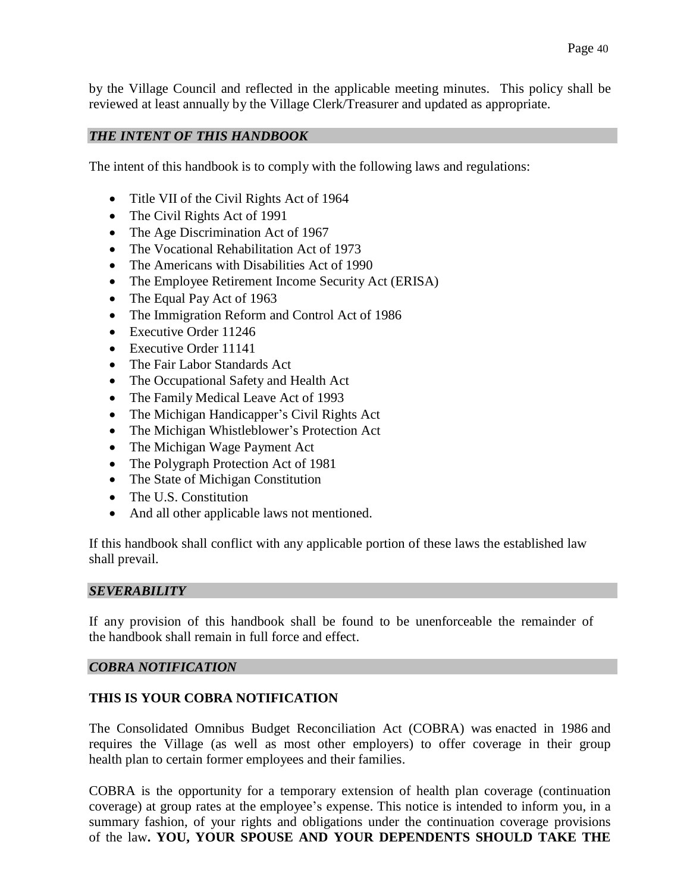by the Village Council and reflected in the applicable meeting minutes. This policy shall be reviewed at least annually by the Village Clerk/Treasurer and updated as appropriate.

## *THE INTENT OF THIS HANDBOOK*

The intent of this handbook is to comply with the following laws and regulations:

- Title VII of the Civil Rights Act of 1964
- The Civil Rights Act of 1991
- The Age Discrimination Act of 1967
- The Vocational Rehabilitation Act of 1973
- The Americans with Disabilities Act of 1990
- The Employee Retirement Income Security Act (ERISA)
- The Equal Pay Act of 1963
- The Immigration Reform and Control Act of 1986
- Executive Order 11246
- Executive Order 11141
- The Fair Labor Standards Act
- The Occupational Safety and Health Act
- The Family Medical Leave Act of 1993
- The Michigan Handicapper's Civil Rights Act
- The Michigan Whistleblower's Protection Act
- The Michigan Wage Payment Act
- The Polygraph Protection Act of 1981
- The State of Michigan Constitution
- The U.S. Constitution
- And all other applicable laws not mentioned.

If this handbook shall conflict with any applicable portion of these laws the established law shall prevail.

## *SEVERABILITY*

If any provision of this handbook shall be found to be unenforceable the remainder of the handbook shall remain in full force and effect.

## *COBRA NOTIFICATION*

**THIS IS YOUR COBRA NOTIFICATION**

The Consolidated Omnibus Budget Reconciliation Act (COBRA) was enacted in 1986 and requires the Village (as well as most other employers) to offer coverage in their group health plan to certain former employees and their families.

COBRA is the opportunity for a temporary extension of health plan coverage (continuation coverage) at group rates at the employee's expense. This notice is intended to inform you, in a summary fashion, of your rights and obligations under the continuation coverage provisions of the law**. YOU, YOUR SPOUSE AND YOUR DEPENDENTS SHOULD TAKE THE**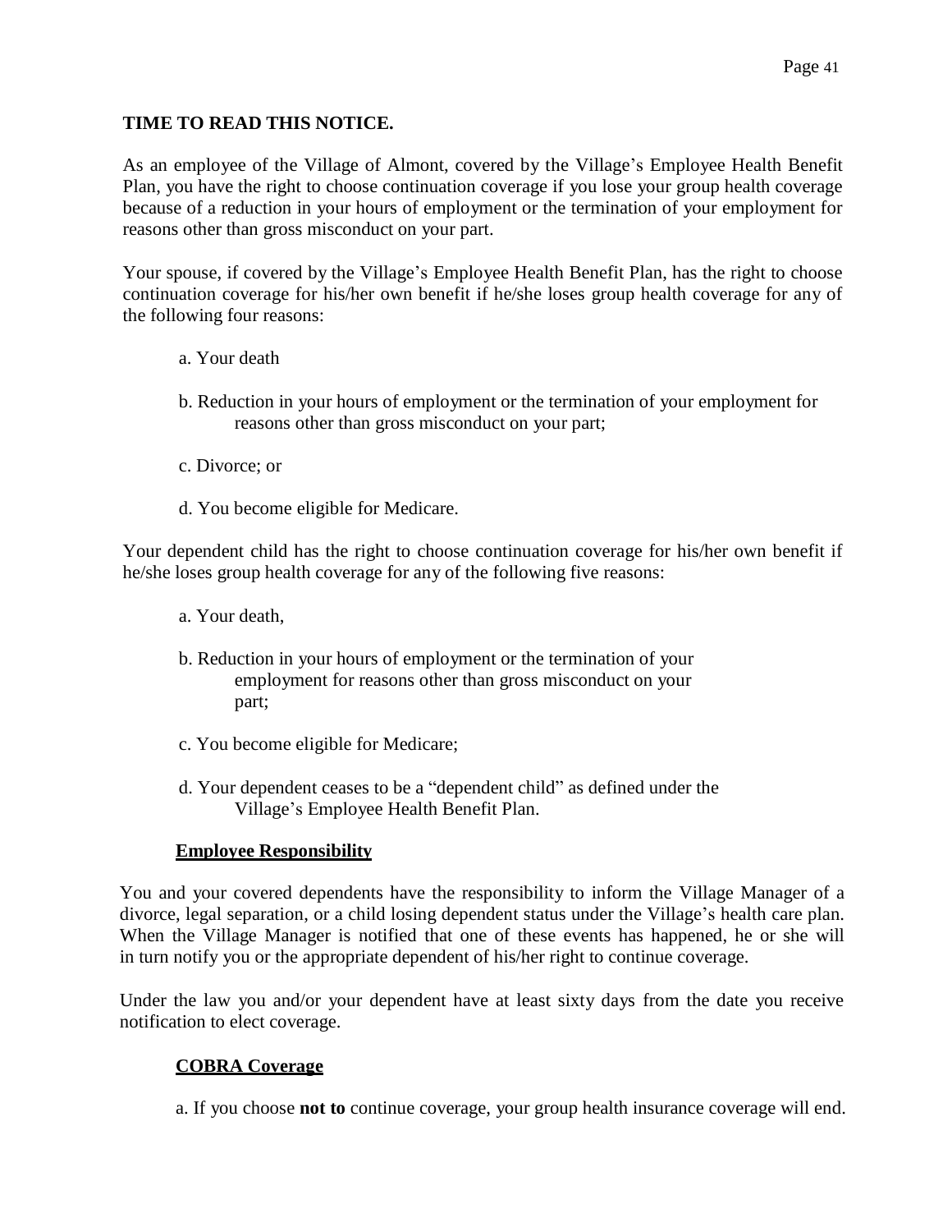**TIME TO READ THIS NOTICE.**

As an employee of the Village of Almont, covered by the Village's Employee Health Benefit Plan, you have the right to choose continuation coverage if you lose your group health coverage because of a reduction in your hours of employment or the termination of your employment for reasons other than gross misconduct on your part.

Your spouse, if covered by the Village's Employee Health Benefit Plan, has the right to choose continuation coverage for his/her own benefit if he/she loses group health coverage for any of the following four reasons:

a. Your death

b. Reduction in your hours of employment or the termination of your employment for reasons other than gross misconduct on your part;

c. Divorce; or

d. You become eligible for Medicare.

Your dependent child has the right to choose continuation coverage for his/her own benefit if he/she loses group health coverage for any of the following five reasons:

a. Your death,

b. Reduction in your hours of employment or the termination of your employment for reasons other than gross misconduct on your part;

c. You become eligible for Medicare;

d. Your dependent ceases to be a "dependent child" as defined under the Village's Employee Health Benefit Plan.

## Employee Responsibility

You and your covered dependents have the responsibility to inform the Village Manager of a divorce, legal separation, or a child losing dependent status under the Village's health care plan. When the Village Manager is notified that one of these events has happened, he or she will in turn notify you or the appropriate dependent of his/her right to continue coverage.

Under the law you and/or your dependent have at least sixty days from the date you receive notification to elect coverage.

## COBRA Coverage

a. If you choose **not to** continue coverage, your group health insurance coverage will end.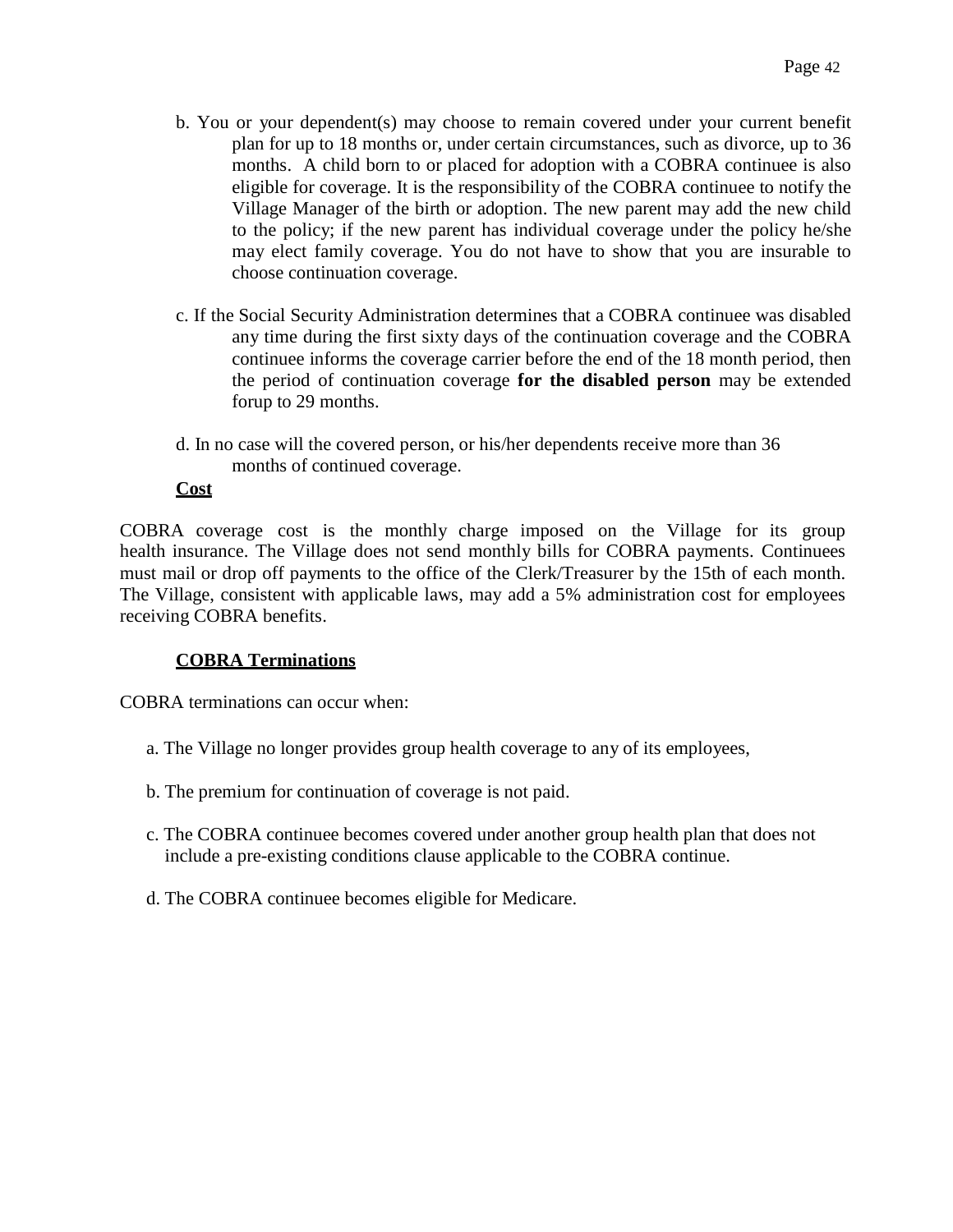b. You or your dependent(s) may choose to remain covered under your current benefit plan for up to 18 months or, under certain circumstances, such as divorce, up to 36 months. A child born to or placed for adoption with a COBRA continuee is also eligible for coverage. It is the responsibility of the COBRA continuee to notify the Village Manager of the birth or adoption. The new parent may add the new child to the policy; if the new parent has individual coverage under the policy he/she may elect family coverage. You do not have to show that you are insurable to choose continuation coverage.

c. If the Social Security Administration determines that a COBRA continuee was disabled any time during the first sixty days of the continuation coverage and the COBRA continuee informs the coverage carrier before the end of the 18 month period, then the period of continuation coverage **for the disabled person** may be extended forup to 29 months.

d. In no case will the covered person, or his/her dependents receive more than 36 months of continued coverage.

**Cost**

COBRA coverage cost is the monthly charge imposed on the Village for its group health insurance. The Village does not send monthly bills for COBRA payments. Continuees must mail or drop off payments to the office of the Clerk/Treasurer by the 15th of each month. The Village, consistent with applicable laws, may add a 5% administration cost for employees receiving COBRA benefits.

**COBRA Terminations**

COBRA terminations can occur when:

a. The Village no longer provides group health coverage to any of its employees,

b. The premium for continuation of coverage is not paid.

c. The COBRA continuee becomes covered under another group health plan that does not include a pre-existing conditions clause applicable to the COBRA continue.

d. The COBRA continuee becomes eligible for Medicare.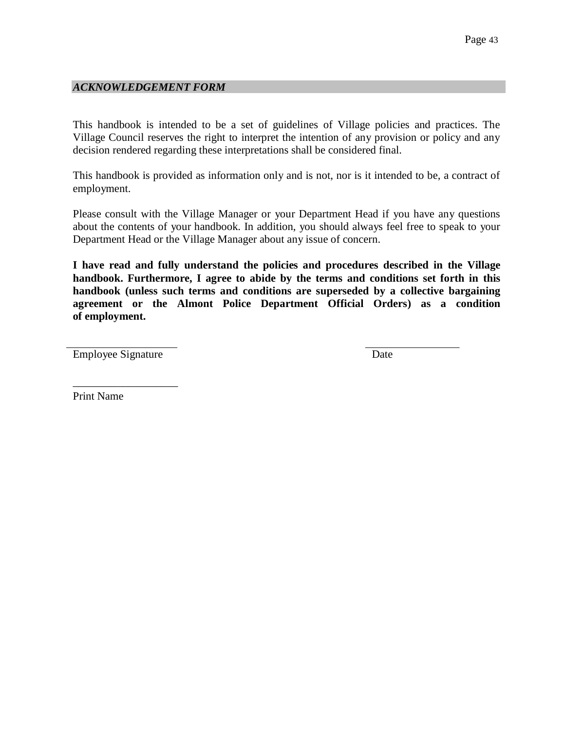## *ACKNOWLEDGEMENT FORM*

This handbook is intended to be a set of guidelines of Village policies and practices. The Village Council reserves the right to interpret the intention of any provision or policy and any decision rendered regarding these interpretations shall be considered final.

This handbook is provided as information only and is not, nor is it intended to be, a contract of employment.

Please consult with the Village Manager or your Department Head if you have any questions about the contents of your handbook. In addition, you should always feel free to speak to your Department Head or the Village Manager about any issue of concern.

**I have read and fully understand the policies and procedures described in the Village handbook. Furthermore, I agree to abide by the terms and conditions set forth in this handbook (unless such terms and conditions are superseded by a collective bargaining agreement or the Almont Police Department Official Orders) as a condition of employment.**

___________________ ___________________

Employee Signature Date

___________________

Print Name